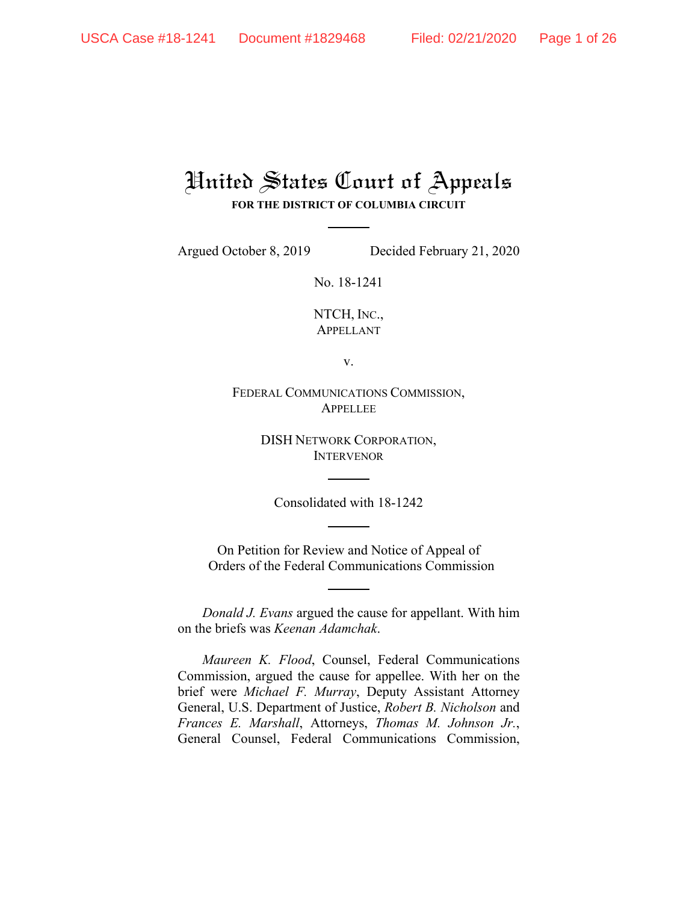# United States Court of Appeals

**FOR THE DISTRICT OF COLUMBIA CIRCUIT**

Argued October 8, 2019 Decided February 21, 2020

No. 18-1241

NTCH, INC.,
APPELLANT

v.

FEDERAL COMMUNICATIONS COMMISSION,
APPELLEE

DISH NETWORK CORPORATION,
INTERVENOR

Consolidated with 18-1242

On Petition for Review and Notice of Appeal of Orders of the Federal Communications Commission

*Donald J. Evans* argued the cause for appellant. With him on the briefs was *Keenan Adamchak*.

*Maureen K. Flood*, Counsel, Federal Communications Commission, argued the cause for appellee. With her on the brief were *Michael F. Murray*, Deputy Assistant Attorney General, U.S. Department of Justice, *Robert B. Nicholson* and *Frances E. Marshall*, Attorneys, *Thomas M. Johnson Jr.*, General Counsel, Federal Communications Commission,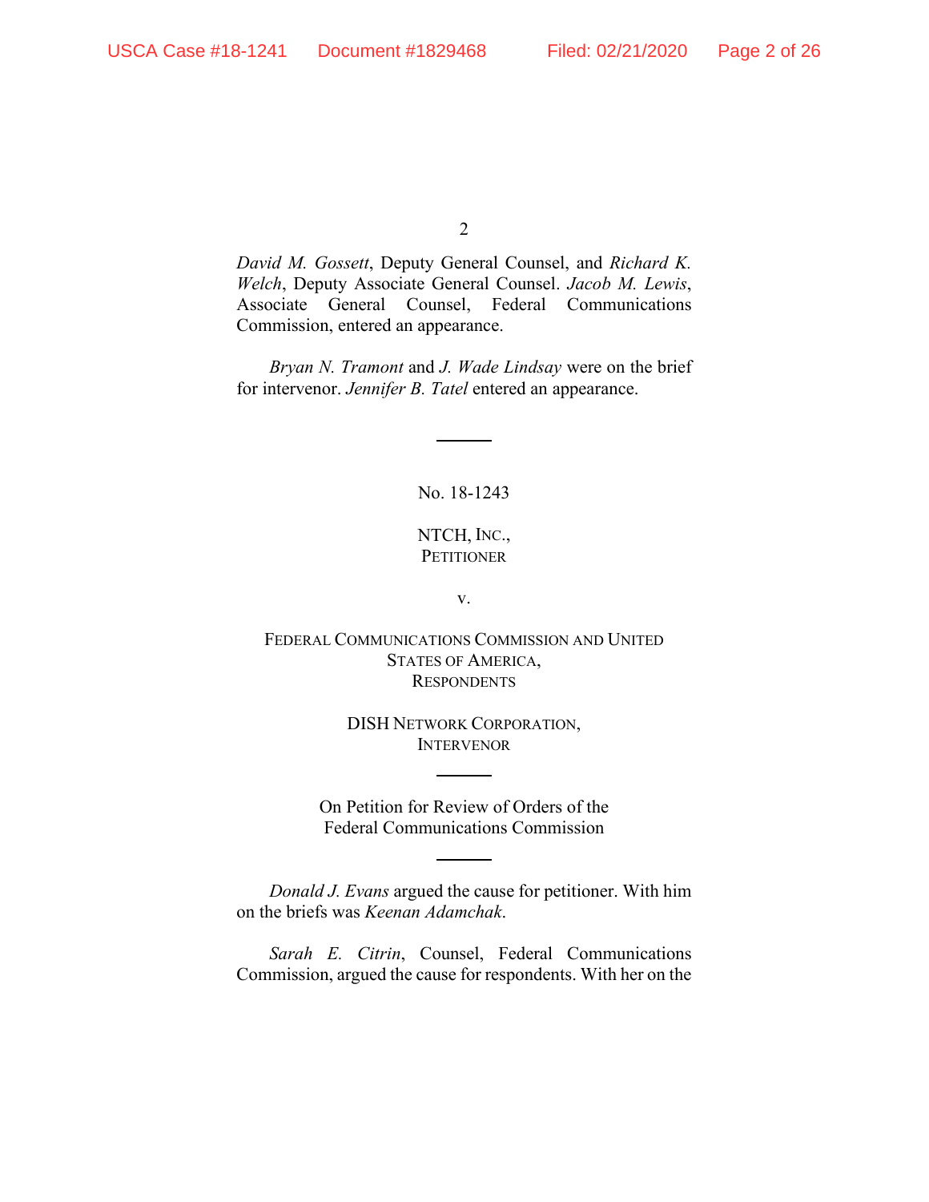*David M. Gossett*, Deputy General Counsel, and *Richard K. Welch*, Deputy Associate General Counsel. *Jacob M. Lewis*, Associate General Counsel, Federal Communications Commission, entered an appearance.

*Bryan N. Tramont* and *J. Wade Lindsay* were on the brief for intervenor. *Jennifer B. Tatel* entered an appearance.

---

No. 18-1243

NTCH, INC.,
PETITIONER

v.

FEDERAL COMMUNICATIONS COMMISSION AND UNITED STATES OF AMERICA,
RESPONDENTS

DISH NETWORK CORPORATION,
INTERVENOR

---

On Petition for Review of Orders of the Federal Communications Commission

---

*Donald J. Evans* argued the cause for petitioner. With him on the briefs was *Keenan Adamchak*.

*Sarah E. Citrin*, Counsel, Federal Communications Commission, argued the cause for respondents. With her on the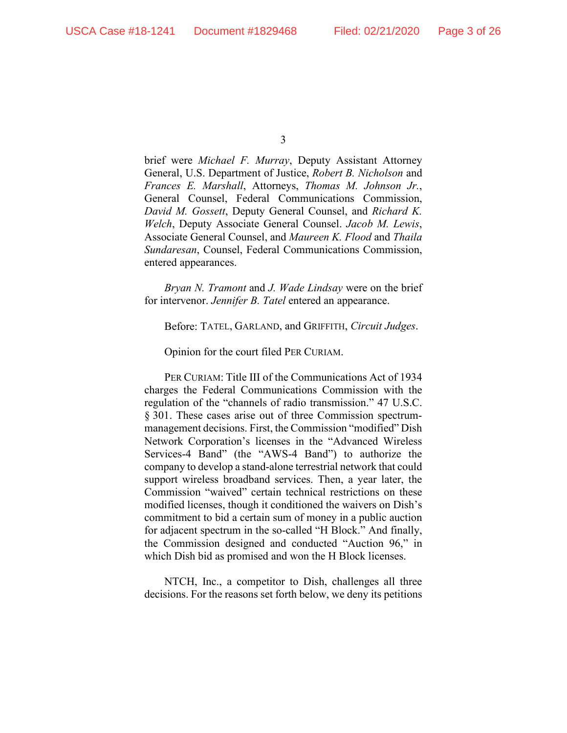brief were *Michael F. Murray*, Deputy Assistant Attorney General, U.S. Department of Justice, *Robert B. Nicholson* and *Frances E. Marshall*, Attorneys, *Thomas M. Johnson Jr.*, General Counsel, Federal Communications Commission, *David M. Gossett*, Deputy General Counsel, and *Richard K. Welch*, Deputy Associate General Counsel. *Jacob M. Lewis*, Associate General Counsel, and *Maureen K. Flood* and *Thaila Sundaresan*, Counsel, Federal Communications Commission, entered appearances.

*Bryan N. Tramont* and *J. Wade Lindsay* were on the brief for intervenor. *Jennifer B. Tatel* entered an appearance.

Before: TATEL, GARLAND, and GRIFFITH, *Circuit Judges*.

Opinion for the court filed PER CURIAM.

PER CURIAM: Title III of the Communications Act of 1934 charges the Federal Communications Commission with the regulation of the "channels of radio transmission." 47 U.S.C. § 301. These cases arise out of three Commission spectrum-management decisions. First, the Commission "modified" Dish Network Corporation's licenses in the "Advanced Wireless Services-4 Band" (the "AWS-4 Band") to authorize the company to develop a stand-alone terrestrial network that could support wireless broadband services. Then, a year later, the Commission "waived" certain technical restrictions on these modified licenses, though it conditioned the waivers on Dish's commitment to bid a certain sum of money in a public auction for adjacent spectrum in the so-called "H Block." And finally, the Commission designed and conducted "Auction 96," in which Dish bid as promised and won the H Block licenses.

NTCH, Inc., a competitor to Dish, challenges all three decisions. For the reasons set forth below, we deny its petitions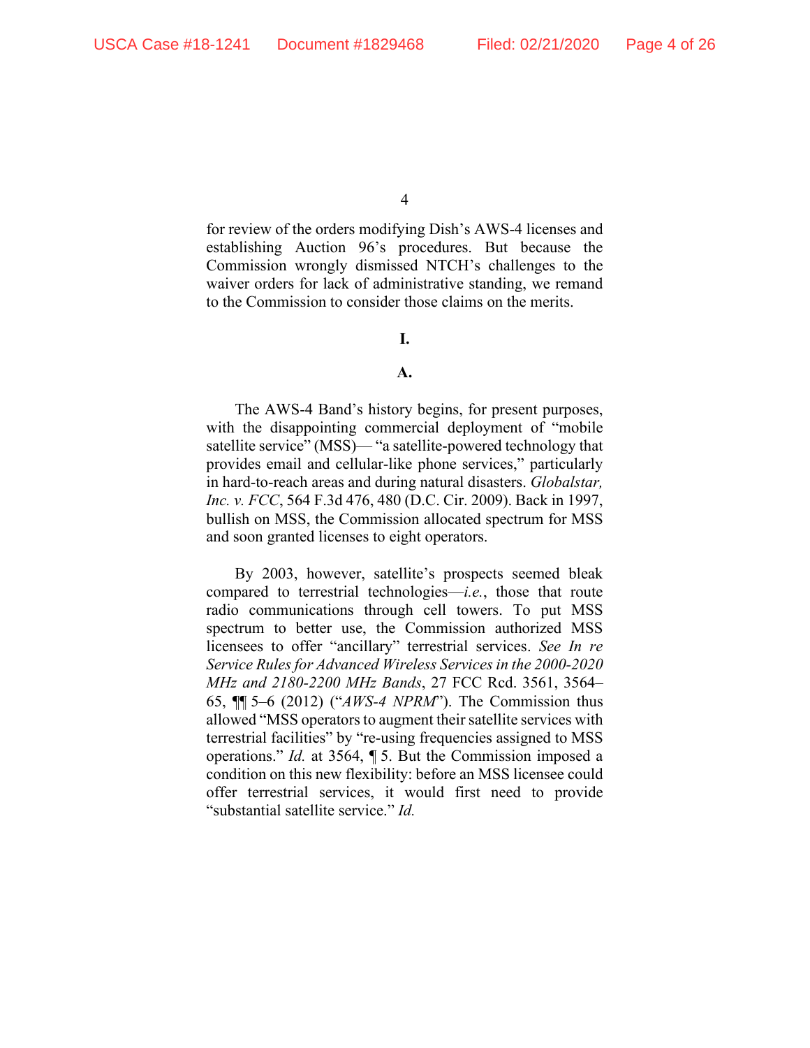for review of the orders modifying Dish's AWS-4 licenses and establishing Auction 96's procedures. But because the Commission wrongly dismissed NTCH's challenges to the waiver orders for lack of administrative standing, we remand to the Commission to consider those claims on the merits.

**I.**

**A.**

The AWS-4 Band's history begins, for present purposes, with the disappointing commercial deployment of "mobile satellite service" (MSS)— "a satellite-powered technology that provides email and cellular-like phone services," particularly in hard-to-reach areas and during natural disasters. *Globalstar, Inc. v. FCC*, 564 F.3d 476, 480 (D.C. Cir. 2009). Back in 1997, bullish on MSS, the Commission allocated spectrum for MSS and soon granted licenses to eight operators.

By 2003, however, satellite's prospects seemed bleak compared to terrestrial technologies—*i.e.*, those that route radio communications through cell towers. To put MSS spectrum to better use, the Commission authorized MSS licensees to offer "ancillary" terrestrial services. *See In re Service Rules for Advanced Wireless Services in the 2000-2020 MHz and 2180-2200 MHz Bands*, 27 FCC Rcd. 3561, 3564–65, ¶¶ 5–6 (2012) ("*AWS-4 NPRM*"). The Commission thus allowed "MSS operators to augment their satellite services with terrestrial facilities" by "re-using frequencies assigned to MSS operations." *Id.* at 3564, ¶ 5. But the Commission imposed a condition on this new flexibility: before an MSS licensee could offer terrestrial services, it would first need to provide "substantial satellite service." *Id.*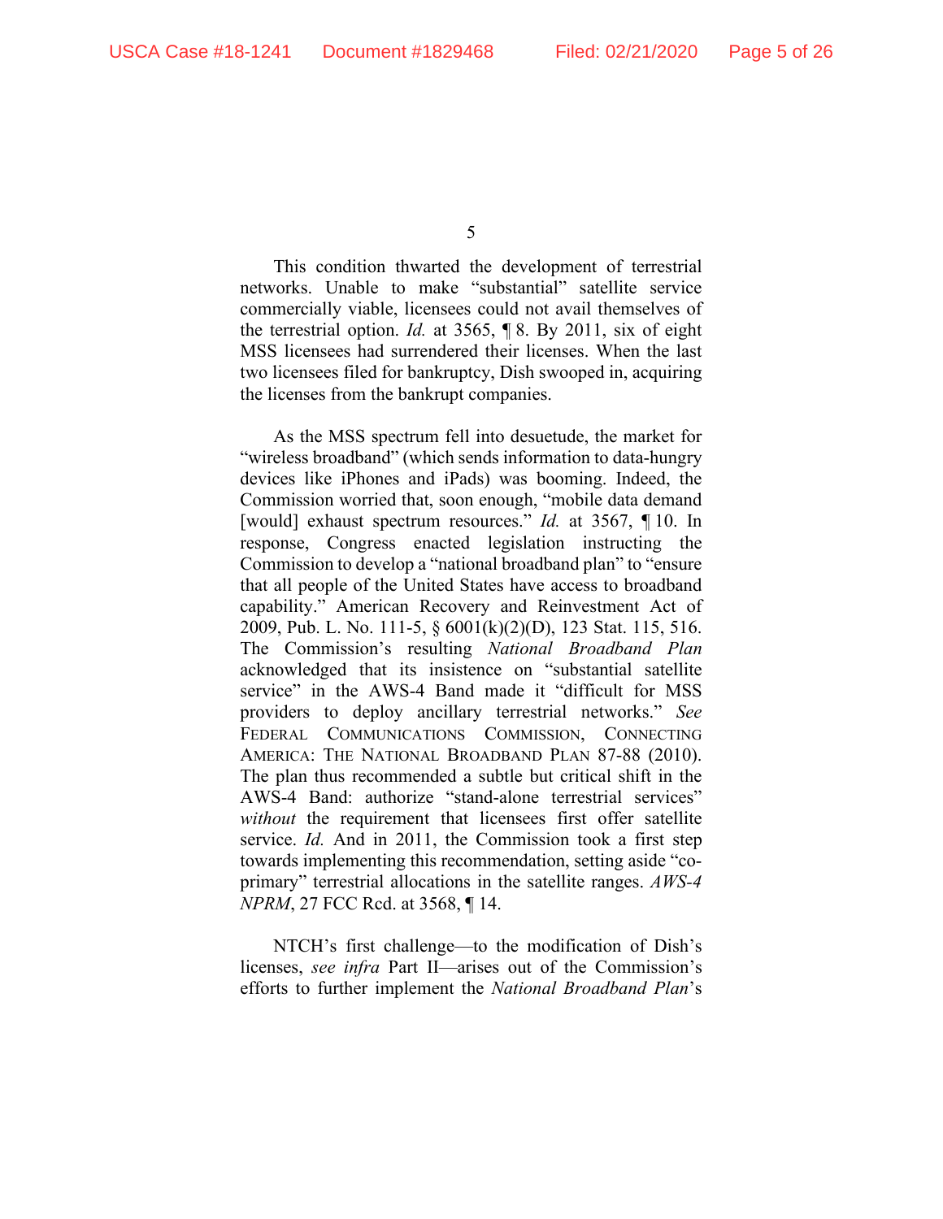This condition thwarted the development of terrestrial networks. Unable to make "substantial" satellite service commercially viable, licensees could not avail themselves of the terrestrial option. *Id.* at 3565, ¶ 8. By 2011, six of eight MSS licensees had surrendered their licenses. When the last two licensees filed for bankruptcy, Dish swooped in, acquiring the licenses from the bankrupt companies.

As the MSS spectrum fell into desuetude, the market for "wireless broadband" (which sends information to data-hungry devices like iPhones and iPads) was booming. Indeed, the Commission worried that, soon enough, "mobile data demand [would] exhaust spectrum resources." *Id.* at 3567, ¶ 10. In response, Congress enacted legislation instructing the Commission to develop a "national broadband plan" to "ensure that all people of the United States have access to broadband capability." American Recovery and Reinvestment Act of 2009, Pub. L. No. 111-5, § 6001(k)(2)(D), 123 Stat. 115, 516. The Commission's resulting *National Broadband Plan* acknowledged that its insistence on "substantial satellite service" in the AWS-4 Band made it "difficult for MSS providers to deploy ancillary terrestrial networks." *See* FEDERAL COMMUNICATIONS COMMISSION, CONNECTING AMERICA: THE NATIONAL BROADBAND PLAN 87-88 (2010). The plan thus recommended a subtle but critical shift in the AWS-4 Band: authorize "stand-alone terrestrial services" *without* the requirement that licensees first offer satellite service. *Id.* And in 2011, the Commission took a first step towards implementing this recommendation, setting aside "co-primary" terrestrial allocations in the satellite ranges. *AWS-4 NPRM*, 27 FCC Rcd. at 3568, ¶ 14.

NTCH's first challenge—to the modification of Dish's licenses, *see infra* Part II—arises out of the Commission's efforts to further implement the *National Broadband Plan*'s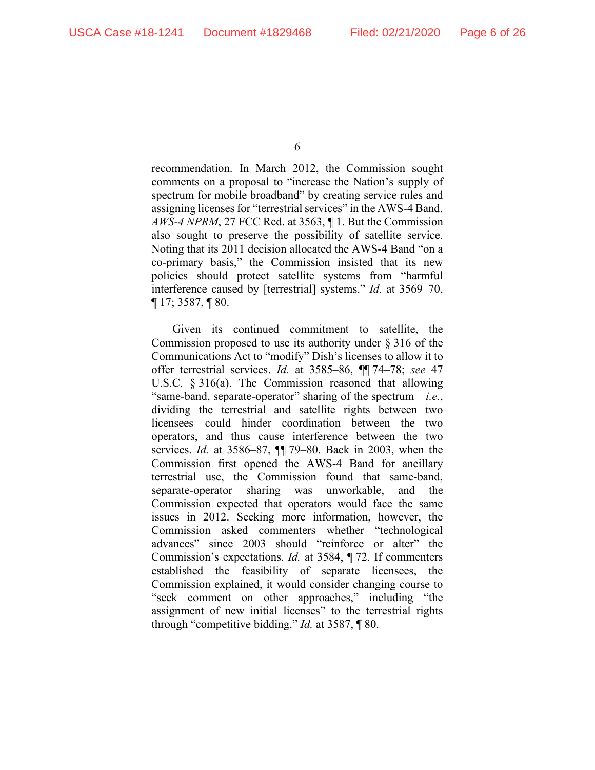recommendation. In March 2012, the Commission sought comments on a proposal to "increase the Nation's supply of spectrum for mobile broadband" by creating service rules and assigning licenses for "terrestrial services" in the AWS-4 Band. *AWS-4 NPRM*, 27 FCC Rcd. at 3563, ¶ 1. But the Commission also sought to preserve the possibility of satellite service. Noting that its 2011 decision allocated the AWS-4 Band "on a co-primary basis," the Commission insisted that its new policies should protect satellite systems from "harmful interference caused by [terrestrial] systems." *Id.* at 3569–70, ¶ 17; 3587, ¶ 80.

Given its continued commitment to satellite, the Commission proposed to use its authority under § 316 of the Communications Act to "modify" Dish's licenses to allow it to offer terrestrial services. *Id.* at 3585–86, ¶¶ 74–78; *see* 47 U.S.C. § 316(a). The Commission reasoned that allowing "same-band, separate-operator" sharing of the spectrum—*i.e.*, dividing the terrestrial and satellite rights between two licensees—could hinder coordination between the two operators, and thus cause interference between the two services. *Id.* at 3586–87, ¶¶ 79–80. Back in 2003, when the Commission first opened the AWS-4 Band for ancillary terrestrial use, the Commission found that same-band, separate-operator sharing was unworkable, and the Commission expected that operators would face the same issues in 2012. Seeking more information, however, the Commission asked commenters whether "technological advances" since 2003 should "reinforce or alter" the Commission's expectations. *Id.* at 3584, ¶ 72. If commenters established the feasibility of separate licensees, the Commission explained, it would consider changing course to "seek comment on other approaches," including "the assignment of new initial licenses" to the terrestrial rights through "competitive bidding." *Id.* at 3587, ¶ 80.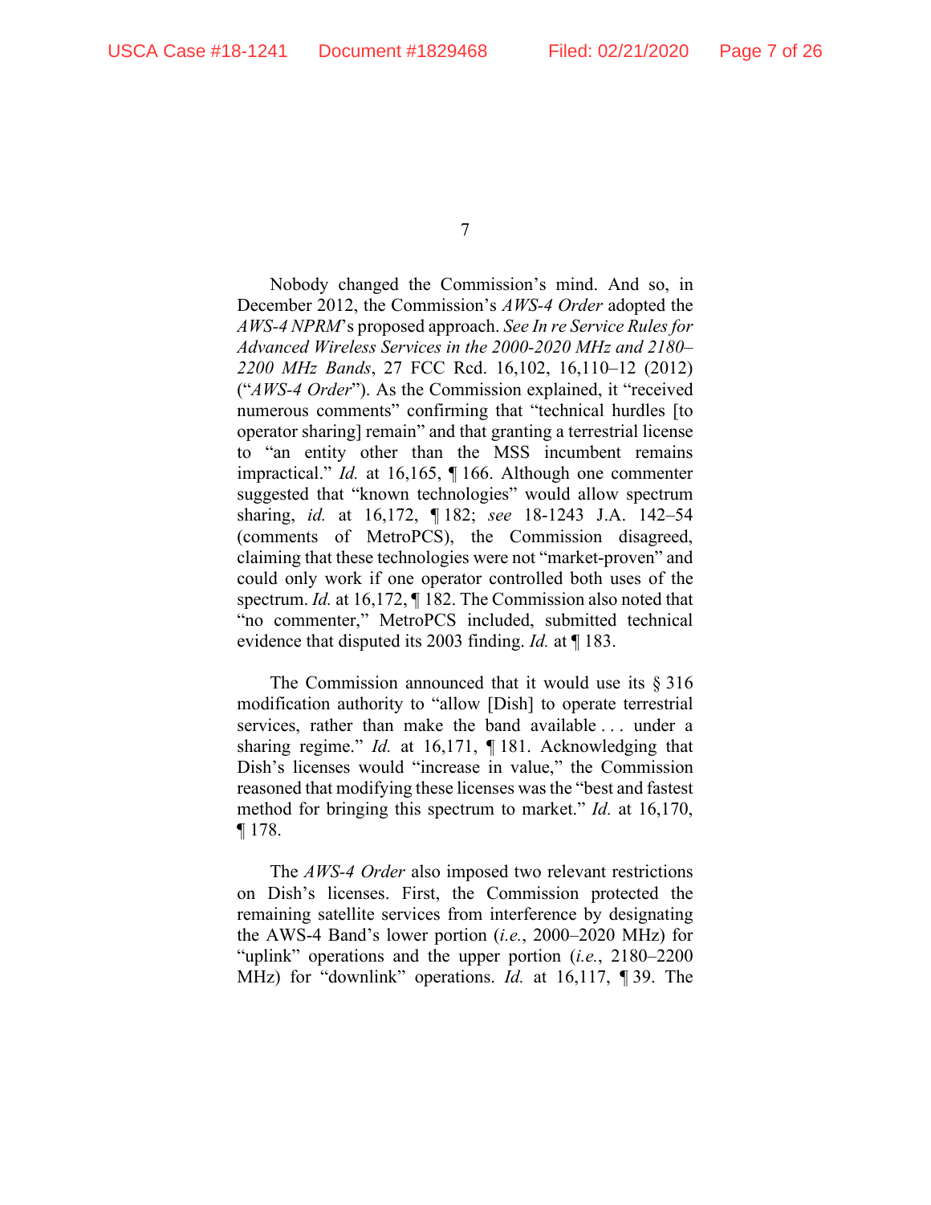Nobody changed the Commission's mind. And so, in December 2012, the Commission's *AWS-4 Order* adopted the *AWS-4 NPRM*'s proposed approach. *See In re Service Rules for Advanced Wireless Services in the 2000-2020 MHz and 2180–2200 MHz Bands*, 27 FCC Rcd. 16,102, 16,110–12 (2012) ("*AWS-4 Order*"). As the Commission explained, it "received numerous comments" confirming that "technical hurdles [to operator sharing] remain" and that granting a terrestrial license to "an entity other than the MSS incumbent remains impractical." *Id.* at 16,165, ¶ 166. Although one commenter suggested that "known technologies" would allow spectrum sharing, *id.* at 16,172, ¶ 182; *see* 18-1243 J.A. 142–54 (comments of MetroPCS), the Commission disagreed, claiming that these technologies were not "market-proven" and could only work if one operator controlled both uses of the spectrum. *Id.* at 16,172, ¶ 182. The Commission also noted that "no commenter," MetroPCS included, submitted technical evidence that disputed its 2003 finding. *Id.* at ¶ 183.

The Commission announced that it would use its § 316 modification authority to "allow [Dish] to operate terrestrial services, rather than make the band available . . . under a sharing regime." *Id.* at 16,171, ¶ 181. Acknowledging that Dish's licenses would "increase in value," the Commission reasoned that modifying these licenses was the "best and fastest method for bringing this spectrum to market." *Id.* at 16,170, ¶ 178.

The *AWS-4 Order* also imposed two relevant restrictions on Dish's licenses. First, the Commission protected the remaining satellite services from interference by designating the AWS-4 Band's lower portion (*i.e.*, 2000–2020 MHz) for "uplink" operations and the upper portion (*i.e.*, 2180–2200 MHz) for "downlink" operations. *Id.* at 16,117, ¶ 39. The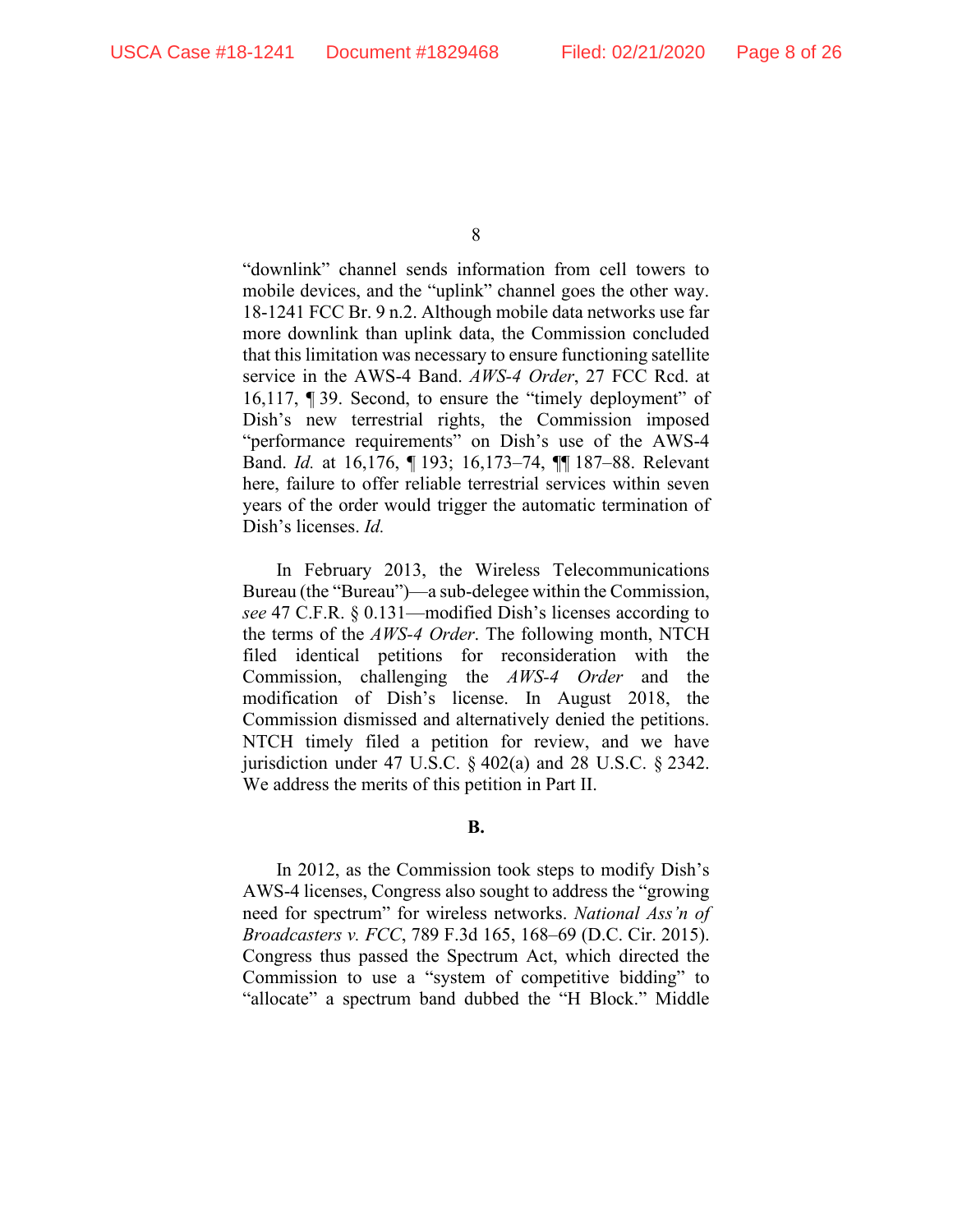"downlink" channel sends information from cell towers to mobile devices, and the "uplink" channel goes the other way. 18-1241 FCC Br. 9 n.2. Although mobile data networks use far more downlink than uplink data, the Commission concluded that this limitation was necessary to ensure functioning satellite service in the AWS-4 Band. *AWS-4 Order*, 27 FCC Rcd. at 16,117, ¶ 39. Second, to ensure the "timely deployment" of Dish's new terrestrial rights, the Commission imposed "performance requirements" on Dish's use of the AWS-4 Band. *Id.* at 16,176, ¶ 193; 16,173–74, ¶¶ 187–88. Relevant here, failure to offer reliable terrestrial services within seven years of the order would trigger the automatic termination of Dish's licenses. *Id.*

In February 2013, the Wireless Telecommunications Bureau (the "Bureau")—a sub-delegee within the Commission, *see* 47 C.F.R. § 0.131—modified Dish's licenses according to the terms of the *AWS-4 Order*. The following month, NTCH filed identical petitions for reconsideration with the Commission, challenging the *AWS-4 Order* and the modification of Dish's license. In August 2018, the Commission dismissed and alternatively denied the petitions. NTCH timely filed a petition for review, and we have jurisdiction under 47 U.S.C. § 402(a) and 28 U.S.C. § 2342. We address the merits of this petition in Part II.

**B.**

In 2012, as the Commission took steps to modify Dish's AWS-4 licenses, Congress also sought to address the "growing need for spectrum" for wireless networks. *National Ass'n of Broadcasters v. FCC*, 789 F.3d 165, 168–69 (D.C. Cir. 2015). Congress thus passed the Spectrum Act, which directed the Commission to use a "system of competitive bidding" to "allocate" a spectrum band dubbed the "H Block." Middle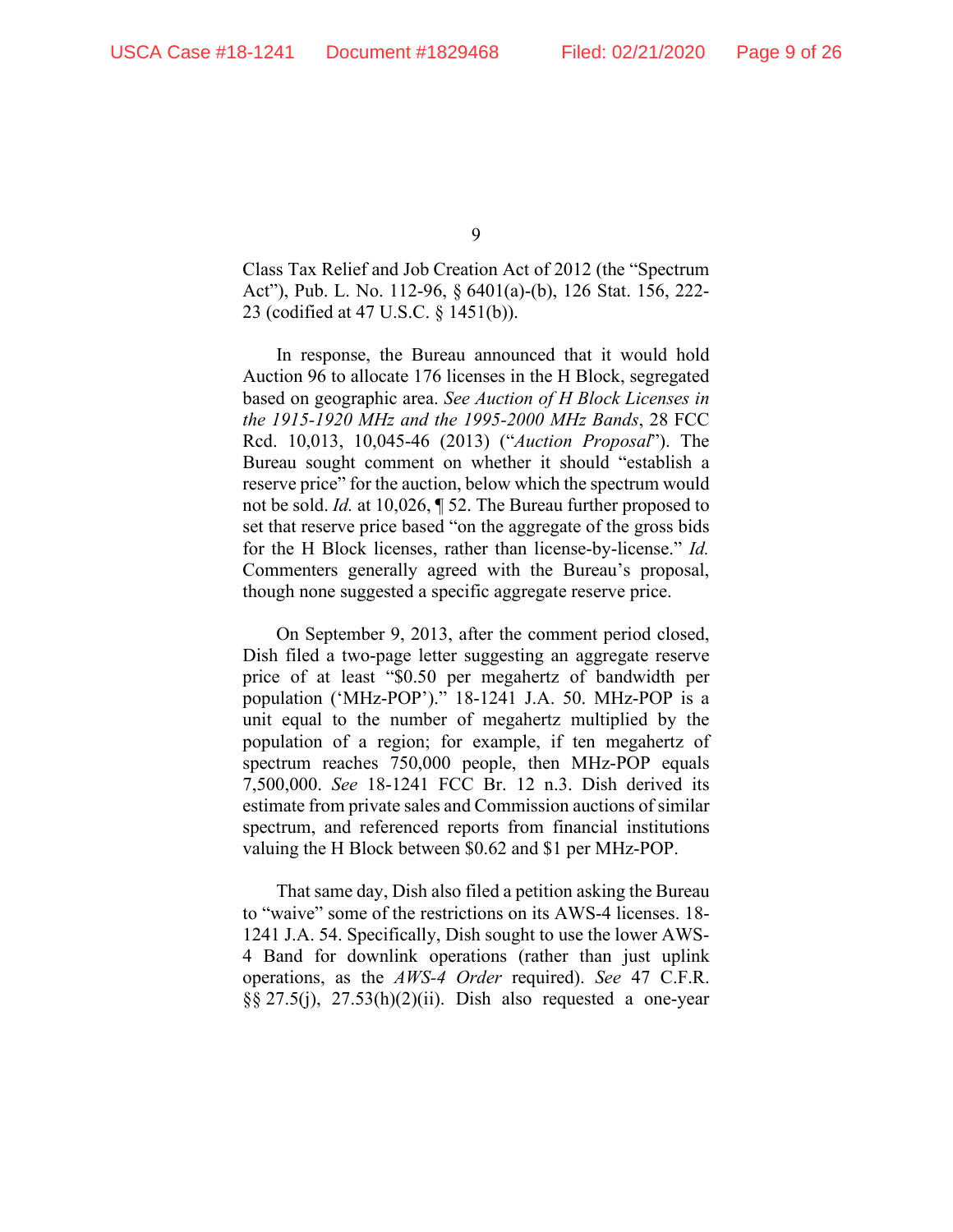Class Tax Relief and Job Creation Act of 2012 (the "Spectrum Act"), Pub. L. No. 112-96, § 6401(a)-(b), 126 Stat. 156, 222-23 (codified at 47 U.S.C. § 1451(b)).

In response, the Bureau announced that it would hold Auction 96 to allocate 176 licenses in the H Block, segregated based on geographic area. *See Auction of H Block Licenses in the 1915-1920 MHz and the 1995-2000 MHz Bands*, 28 FCC Rcd. 10,013, 10,045-46 (2013) ("*Auction Proposal*"). The Bureau sought comment on whether it should "establish a reserve price" for the auction, below which the spectrum would not be sold. *Id.* at 10,026, ¶ 52. The Bureau further proposed to set that reserve price based "on the aggregate of the gross bids for the H Block licenses, rather than license-by-license." *Id.* Commenters generally agreed with the Bureau's proposal, though none suggested a specific aggregate reserve price.

On September 9, 2013, after the comment period closed, Dish filed a two-page letter suggesting an aggregate reserve price of at least "$0.50 per megahertz of bandwidth per population ('MHz-POP')." 18-1241 J.A. 50. MHz-POP is a unit equal to the number of megahertz multiplied by the population of a region; for example, if ten megahertz of spectrum reaches 750,000 people, then MHz-POP equals 7,500,000. *See* 18-1241 FCC Br. 12 n.3. Dish derived its estimate from private sales and Commission auctions of similar spectrum, and referenced reports from financial institutions valuing the H Block between $0.62 and $1 per MHz-POP.

That same day, Dish also filed a petition asking the Bureau to "waive" some of the restrictions on its AWS-4 licenses. 18-1241 J.A. 54. Specifically, Dish sought to use the lower AWS-4 Band for downlink operations (rather than just uplink operations, as the *AWS-4 Order* required). *See* 47 C.F.R. §§ 27.5(j), 27.53(h)(2)(ii). Dish also requested a one-year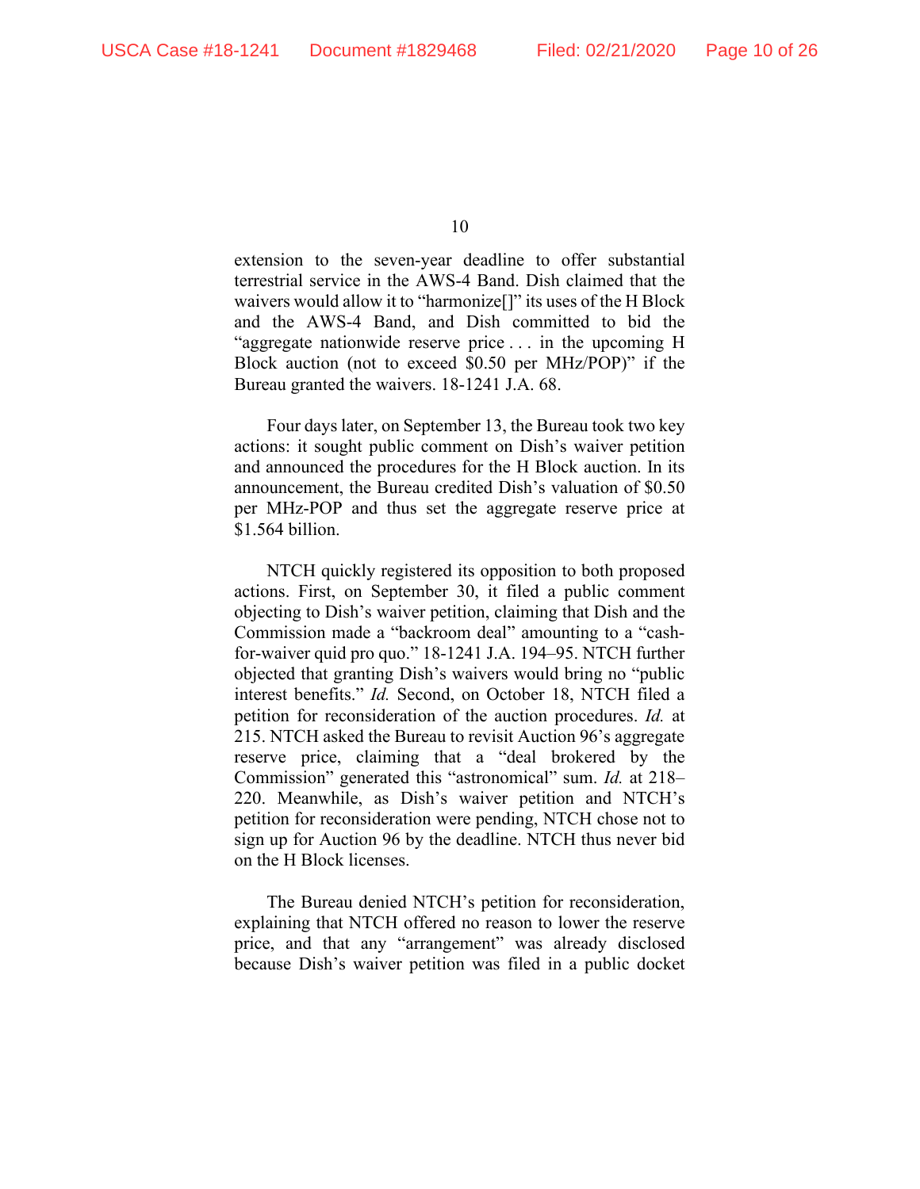extension to the seven-year deadline to offer substantial terrestrial service in the AWS-4 Band. Dish claimed that the waivers would allow it to "harmonize[]" its uses of the H Block and the AWS-4 Band, and Dish committed to bid the "aggregate nationwide reserve price . . . in the upcoming H Block auction (not to exceed $0.50 per MHz/POP)" if the Bureau granted the waivers. 18-1241 J.A. 68.

Four days later, on September 13, the Bureau took two key actions: it sought public comment on Dish's waiver petition and announced the procedures for the H Block auction. In its announcement, the Bureau credited Dish's valuation of $0.50 per MHz-POP and thus set the aggregate reserve price at $1.564 billion.

NTCH quickly registered its opposition to both proposed actions. First, on September 30, it filed a public comment objecting to Dish's waiver petition, claiming that Dish and the Commission made a "backroom deal" amounting to a "cash-for-waiver quid pro quo." 18-1241 J.A. 194–95. NTCH further objected that granting Dish's waivers would bring no "public interest benefits." *Id.* Second, on October 18, NTCH filed a petition for reconsideration of the auction procedures. *Id.* at 215. NTCH asked the Bureau to revisit Auction 96's aggregate reserve price, claiming that a "deal brokered by the Commission" generated this "astronomical" sum. *Id.* at 218–220. Meanwhile, as Dish's waiver petition and NTCH's petition for reconsideration were pending, NTCH chose not to sign up for Auction 96 by the deadline. NTCH thus never bid on the H Block licenses.

The Bureau denied NTCH's petition for reconsideration, explaining that NTCH offered no reason to lower the reserve price, and that any "arrangement" was already disclosed because Dish's waiver petition was filed in a public docket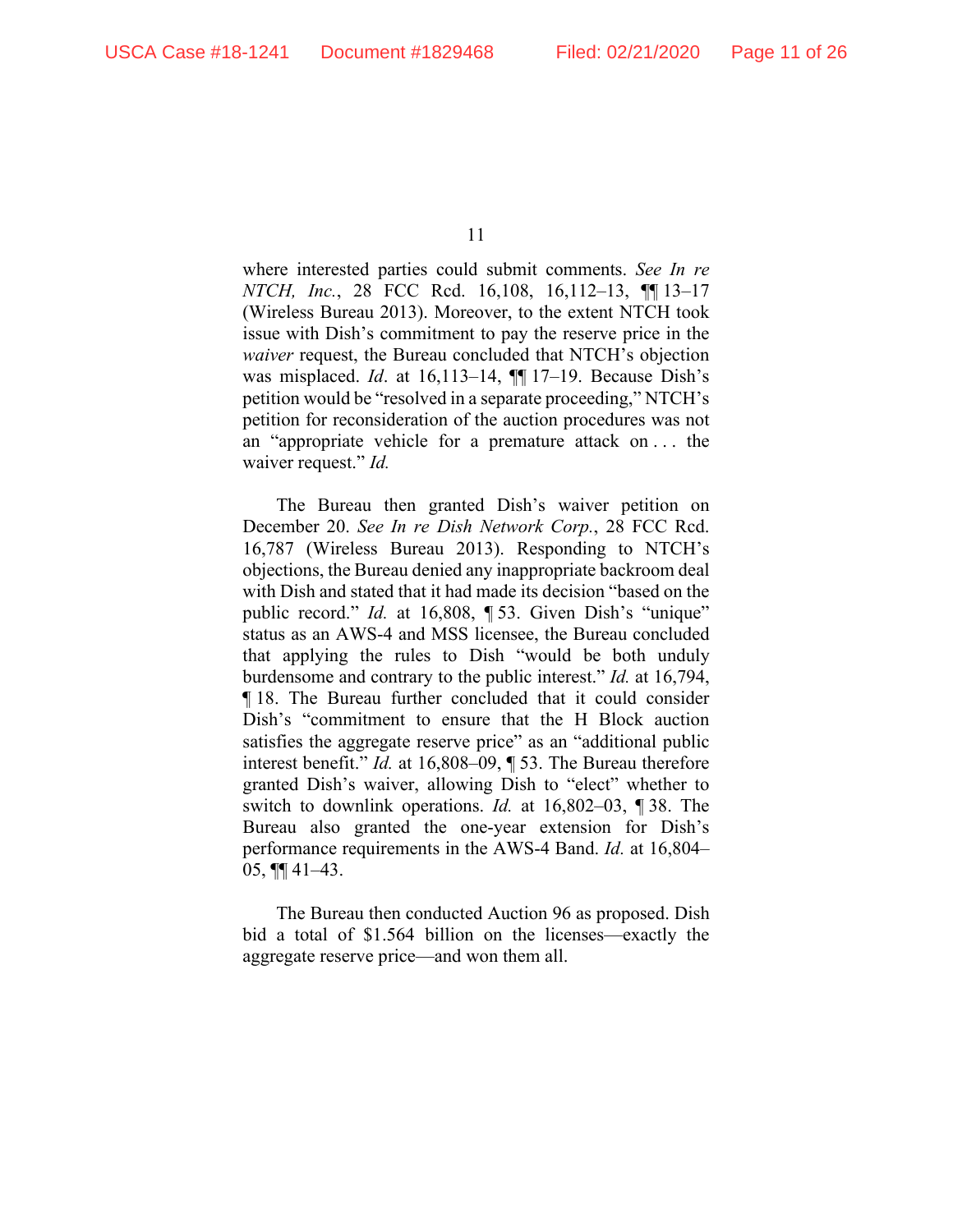where interested parties could submit comments. *See In re NTCH, Inc.*, 28 FCC Rcd. 16,108, 16,112–13, ¶¶ 13–17 (Wireless Bureau 2013). Moreover, to the extent NTCH took issue with Dish's commitment to pay the reserve price in the *waiver* request, the Bureau concluded that NTCH's objection was misplaced. *Id*. at 16,113–14, ¶¶ 17–19. Because Dish's petition would be "resolved in a separate proceeding," NTCH's petition for reconsideration of the auction procedures was not an "appropriate vehicle for a premature attack on . . . the waiver request." *Id.*

The Bureau then granted Dish's waiver petition on December 20. *See In re Dish Network Corp.*, 28 FCC Rcd. 16,787 (Wireless Bureau 2013). Responding to NTCH's objections, the Bureau denied any inappropriate backroom deal with Dish and stated that it had made its decision "based on the public record." *Id.* at 16,808, ¶ 53. Given Dish's "unique" status as an AWS-4 and MSS licensee, the Bureau concluded that applying the rules to Dish "would be both unduly burdensome and contrary to the public interest." *Id.* at 16,794, ¶ 18. The Bureau further concluded that it could consider Dish's "commitment to ensure that the H Block auction satisfies the aggregate reserve price" as an "additional public interest benefit." *Id.* at 16,808–09, ¶ 53. The Bureau therefore granted Dish's waiver, allowing Dish to "elect" whether to switch to downlink operations. *Id.* at 16,802–03, ¶ 38. The Bureau also granted the one-year extension for Dish's performance requirements in the AWS-4 Band. *Id.* at 16,804–05, ¶¶ 41–43.

The Bureau then conducted Auction 96 as proposed. Dish bid a total of $1.564 billion on the licenses—exactly the aggregate reserve price—and won them all.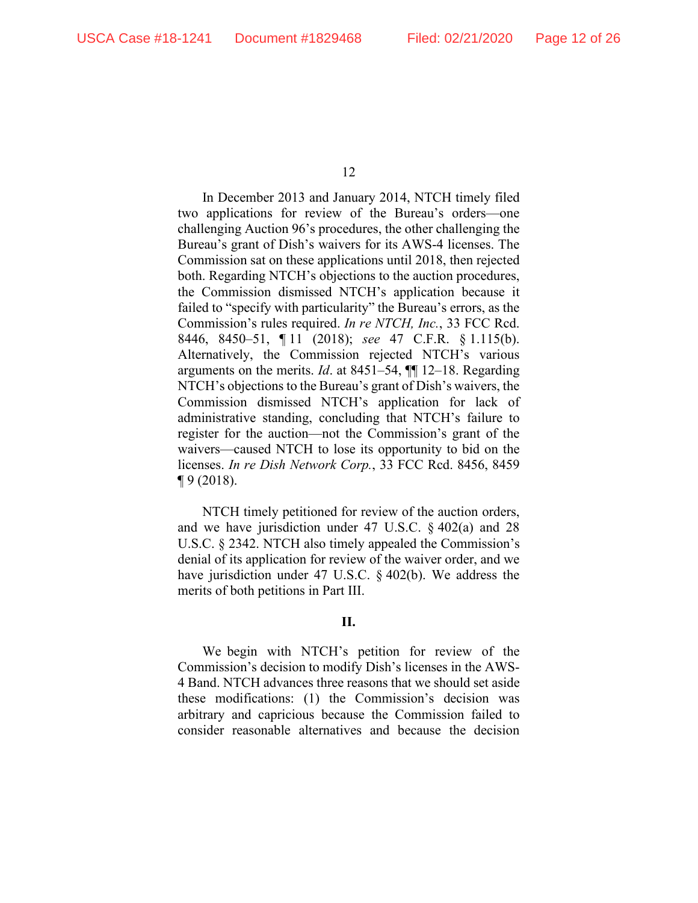In December 2013 and January 2014, NTCH timely filed two applications for review of the Bureau's orders—one challenging Auction 96's procedures, the other challenging the Bureau's grant of Dish's waivers for its AWS-4 licenses. The Commission sat on these applications until 2018, then rejected both. Regarding NTCH's objections to the auction procedures, the Commission dismissed NTCH's application because it failed to "specify with particularity" the Bureau's errors, as the Commission's rules required. *In re NTCH, Inc.*, 33 FCC Rcd. 8446, 8450–51, ¶ 11 (2018); *see* 47 C.F.R. § 1.115(b). Alternatively, the Commission rejected NTCH's various arguments on the merits. *Id*. at 8451–54, ¶¶ 12–18. Regarding NTCH's objections to the Bureau's grant of Dish's waivers, the Commission dismissed NTCH's application for lack of administrative standing, concluding that NTCH's failure to register for the auction—not the Commission's grant of the waivers—caused NTCH to lose its opportunity to bid on the licenses. *In re Dish Network Corp.*, 33 FCC Rcd. 8456, 8459 ¶ 9 (2018).

NTCH timely petitioned for review of the auction orders, and we have jurisdiction under 47 U.S.C. § 402(a) and 28 U.S.C. § 2342. NTCH also timely appealed the Commission's denial of its application for review of the waiver order, and we have jurisdiction under 47 U.S.C. § 402(b). We address the merits of both petitions in Part III.

## II.

We begin with NTCH's petition for review of the Commission's decision to modify Dish's licenses in the AWS-4 Band. NTCH advances three reasons that we should set aside these modifications: (1) the Commission's decision was arbitrary and capricious because the Commission failed to consider reasonable alternatives and because the decision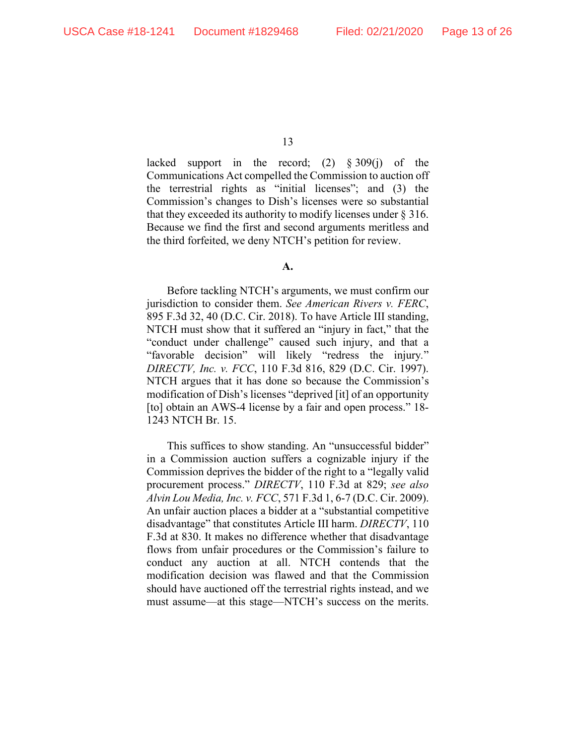lacked support in the record; (2) § 309(j) of the Communications Act compelled the Commission to auction off the terrestrial rights as "initial licenses"; and (3) the Commission's changes to Dish's licenses were so substantial that they exceeded its authority to modify licenses under § 316. Because we find the first and second arguments meritless and the third forfeited, we deny NTCH's petition for review.

**A.**

Before tackling NTCH's arguments, we must confirm our jurisdiction to consider them. *See American Rivers v. FERC*, 895 F.3d 32, 40 (D.C. Cir. 2018). To have Article III standing, NTCH must show that it suffered an "injury in fact," that the "conduct under challenge" caused such injury, and that a "favorable decision" will likely "redress the injury." *DIRECTV, Inc. v. FCC*, 110 F.3d 816, 829 (D.C. Cir. 1997). NTCH argues that it has done so because the Commission's modification of Dish's licenses "deprived [it] of an opportunity [to] obtain an AWS-4 license by a fair and open process." 18-1243 NTCH Br. 15.

This suffices to show standing. An "unsuccessful bidder" in a Commission auction suffers a cognizable injury if the Commission deprives the bidder of the right to a "legally valid procurement process." *DIRECTV*, 110 F.3d at 829; *see also Alvin Lou Media, Inc. v. FCC*, 571 F.3d 1, 6-7 (D.C. Cir. 2009). An unfair auction places a bidder at a "substantial competitive disadvantage" that constitutes Article III harm. *DIRECTV*, 110 F.3d at 830. It makes no difference whether that disadvantage flows from unfair procedures or the Commission's failure to conduct any auction at all. NTCH contends that the modification decision was flawed and that the Commission should have auctioned off the terrestrial rights instead, and we must assume—at this stage—NTCH's success on the merits.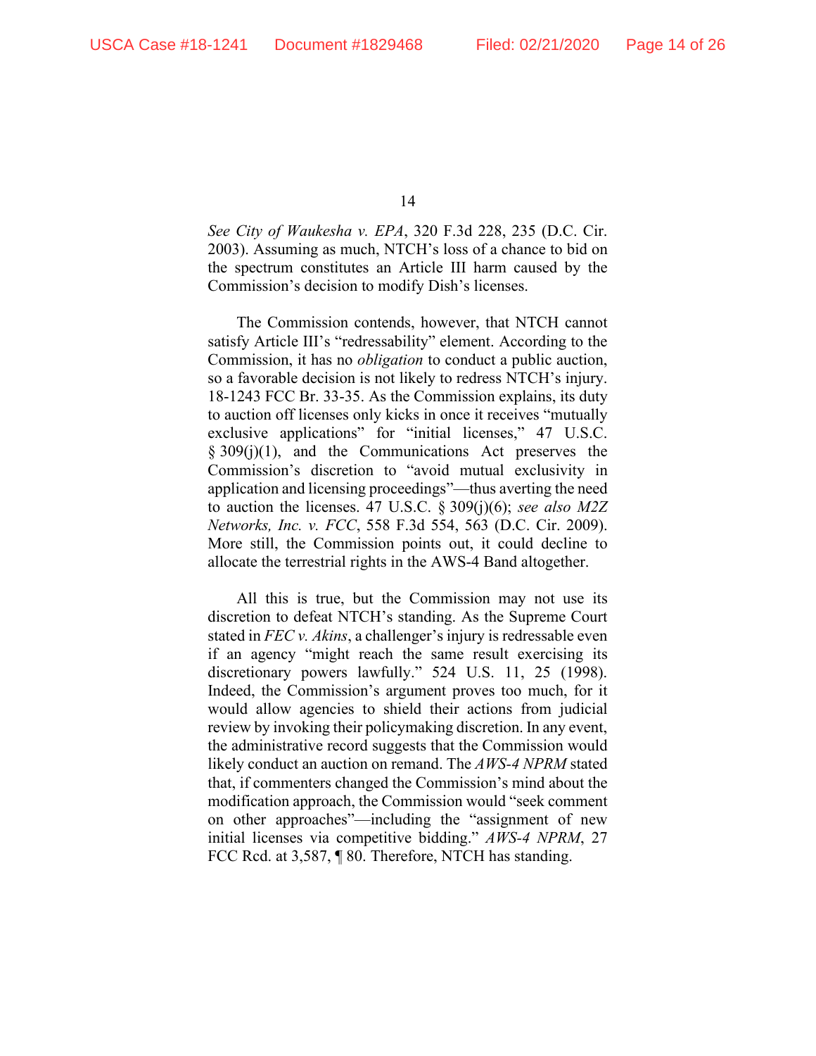*See City of Waukesha v. EPA*, 320 F.3d 228, 235 (D.C. Cir. 2003). Assuming as much, NTCH's loss of a chance to bid on the spectrum constitutes an Article III harm caused by the Commission's decision to modify Dish's licenses.

The Commission contends, however, that NTCH cannot satisfy Article III's "redressability" element. According to the Commission, it has no *obligation* to conduct a public auction, so a favorable decision is not likely to redress NTCH's injury. 18-1243 FCC Br. 33-35. As the Commission explains, its duty to auction off licenses only kicks in once it receives "mutually exclusive applications" for "initial licenses," 47 U.S.C. § 309(j)(1), and the Communications Act preserves the Commission's discretion to "avoid mutual exclusivity in application and licensing proceedings"—thus averting the need to auction the licenses. 47 U.S.C. § 309(j)(6); *see also M2Z Networks, Inc. v. FCC*, 558 F.3d 554, 563 (D.C. Cir. 2009). More still, the Commission points out, it could decline to allocate the terrestrial rights in the AWS-4 Band altogether.

All this is true, but the Commission may not use its discretion to defeat NTCH's standing. As the Supreme Court stated in *FEC v. Akins*, a challenger's injury is redressable even if an agency "might reach the same result exercising its discretionary powers lawfully." 524 U.S. 11, 25 (1998). Indeed, the Commission's argument proves too much, for it would allow agencies to shield their actions from judicial review by invoking their policymaking discretion. In any event, the administrative record suggests that the Commission would likely conduct an auction on remand. The *AWS-4 NPRM* stated that, if commenters changed the Commission's mind about the modification approach, the Commission would "seek comment on other approaches"—including the "assignment of new initial licenses via competitive bidding." *AWS-4 NPRM*, 27 FCC Rcd. at 3,587, ¶ 80. Therefore, NTCH has standing.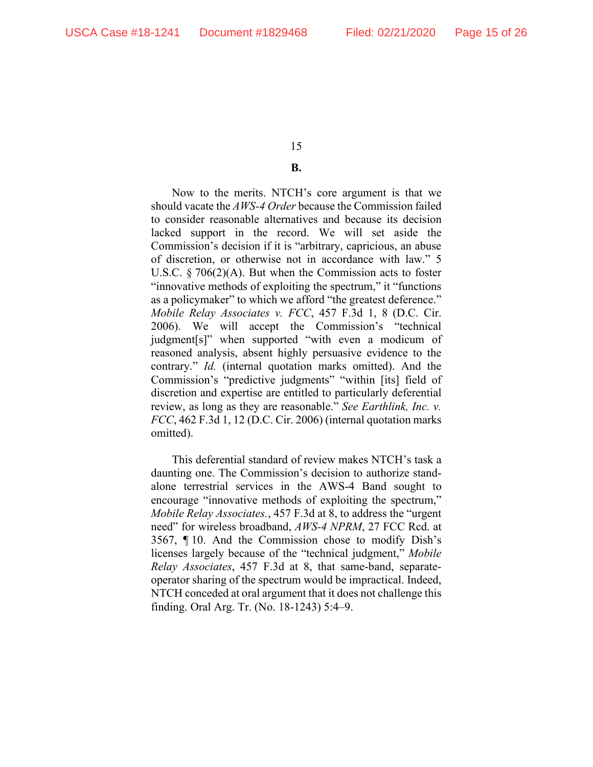**B.**

Now to the merits. NTCH's core argument is that we should vacate the *AWS-4 Order* because the Commission failed to consider reasonable alternatives and because its decision lacked support in the record. We will set aside the Commission's decision if it is "arbitrary, capricious, an abuse of discretion, or otherwise not in accordance with law." 5 U.S.C. § 706(2)(A). But when the Commission acts to foster "innovative methods of exploiting the spectrum," it "functions as a policymaker" to which we afford "the greatest deference." *Mobile Relay Associates v. FCC*, 457 F.3d 1, 8 (D.C. Cir. 2006). We will accept the Commission's "technical judgment[s]" when supported "with even a modicum of reasoned analysis, absent highly persuasive evidence to the contrary." *Id.* (internal quotation marks omitted). And the Commission's "predictive judgments" "within [its] field of discretion and expertise are entitled to particularly deferential review, as long as they are reasonable." *See Earthlink, Inc. v. FCC*, 462 F.3d 1, 12 (D.C. Cir. 2006) (internal quotation marks omitted).

This deferential standard of review makes NTCH's task a daunting one. The Commission's decision to authorize stand-alone terrestrial services in the AWS-4 Band sought to encourage "innovative methods of exploiting the spectrum," *Mobile Relay Associates.*, 457 F.3d at 8, to address the "urgent need" for wireless broadband, *AWS-4 NPRM*, 27 FCC Rcd. at 3567, ¶ 10. And the Commission chose to modify Dish's licenses largely because of the "technical judgment," *Mobile Relay Associates*, 457 F.3d at 8, that same-band, separate-operator sharing of the spectrum would be impractical. Indeed, NTCH conceded at oral argument that it does not challenge this finding. Oral Arg. Tr. (No. 18-1243) 5:4–9.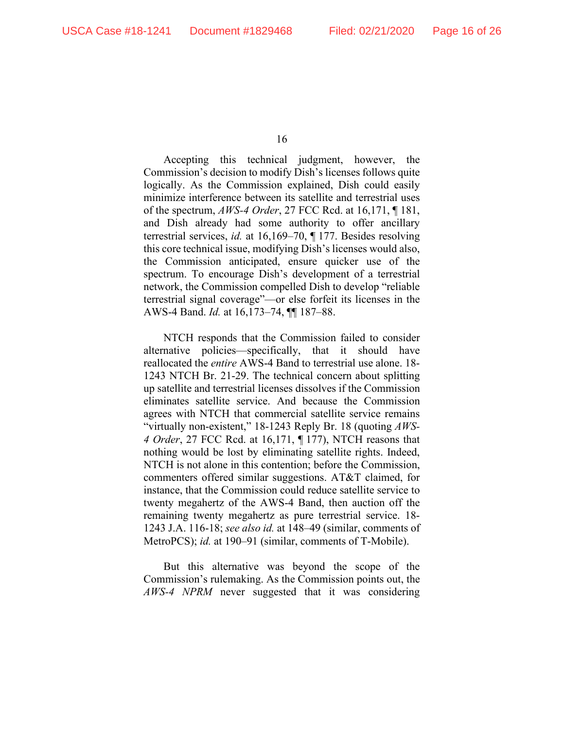Accepting this technical judgment, however, the Commission's decision to modify Dish's licenses follows quite logically. As the Commission explained, Dish could easily minimize interference between its satellite and terrestrial uses of the spectrum, *AWS-4 Order*, 27 FCC Rcd. at 16,171, ¶ 181, and Dish already had some authority to offer ancillary terrestrial services, *id.* at 16,169–70, ¶ 177. Besides resolving this core technical issue, modifying Dish's licenses would also, the Commission anticipated, ensure quicker use of the spectrum. To encourage Dish's development of a terrestrial network, the Commission compelled Dish to develop "reliable terrestrial signal coverage"—or else forfeit its licenses in the AWS-4 Band. *Id.* at 16,173–74, ¶¶ 187–88.

NTCH responds that the Commission failed to consider alternative policies—specifically, that it should have reallocated the *entire* AWS-4 Band to terrestrial use alone. 18-1243 NTCH Br. 21-29. The technical concern about splitting up satellite and terrestrial licenses dissolves if the Commission eliminates satellite service. And because the Commission agrees with NTCH that commercial satellite service remains "virtually non-existent," 18-1243 Reply Br. 18 (quoting *AWS-4 Order*, 27 FCC Rcd. at 16,171, ¶ 177), NTCH reasons that nothing would be lost by eliminating satellite rights. Indeed, NTCH is not alone in this contention; before the Commission, commenters offered similar suggestions. AT&T claimed, for instance, that the Commission could reduce satellite service to twenty megahertz of the AWS-4 Band, then auction off the remaining twenty megahertz as pure terrestrial service. 18-1243 J.A. 116-18; *see also id.* at 148–49 (similar, comments of MetroPCS); *id.* at 190–91 (similar, comments of T-Mobile).

But this alternative was beyond the scope of the Commission's rulemaking. As the Commission points out, the *AWS-4 NPRM* never suggested that it was considering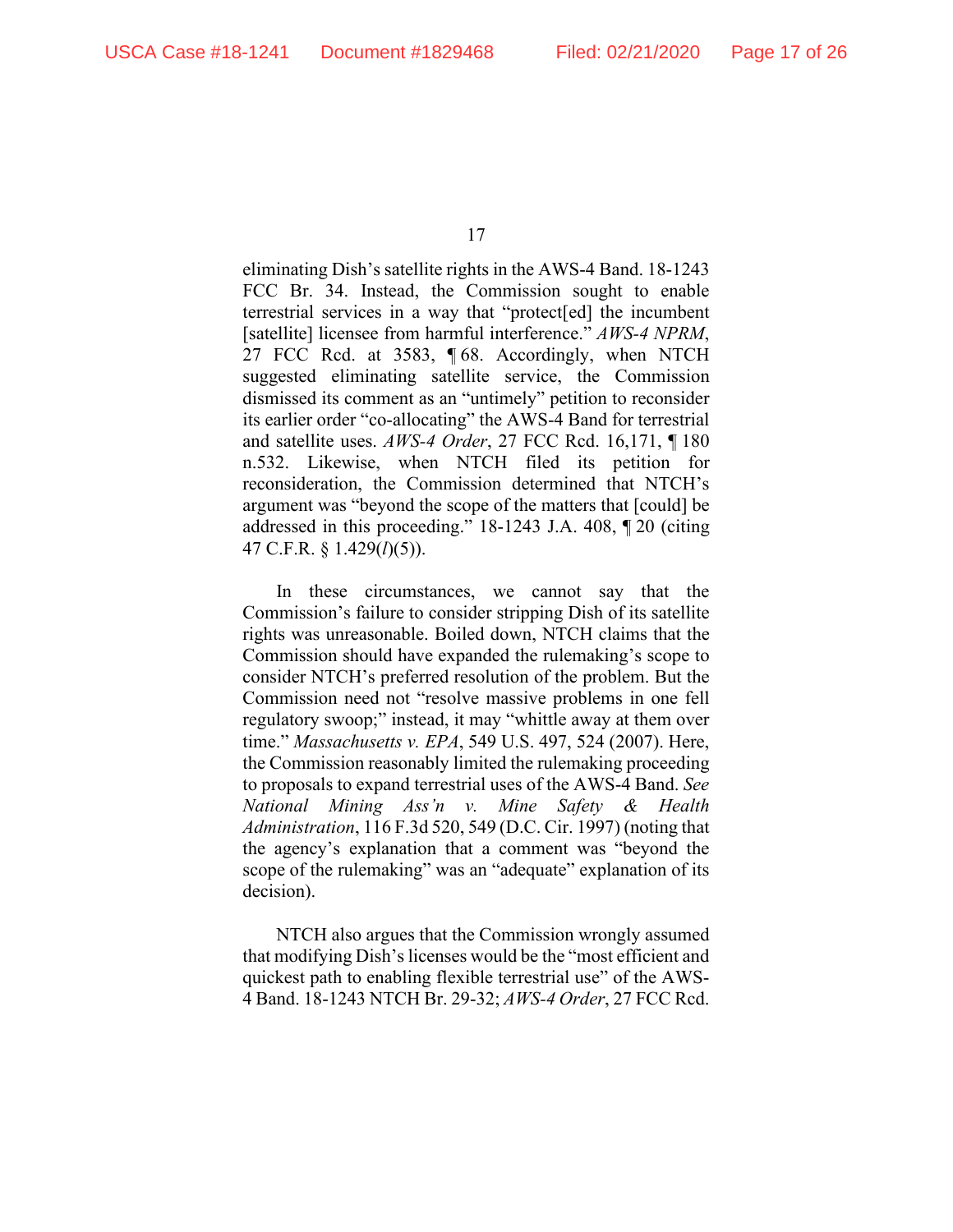eliminating Dish's satellite rights in the AWS-4 Band. 18-1243 FCC Br. 34. Instead, the Commission sought to enable terrestrial services in a way that "protect[ed] the incumbent [satellite] licensee from harmful interference." *AWS-4 NPRM*, 27 FCC Rcd. at 3583, ¶ 68. Accordingly, when NTCH suggested eliminating satellite service, the Commission dismissed its comment as an "untimely" petition to reconsider its earlier order "co-allocating" the AWS-4 Band for terrestrial and satellite uses. *AWS-4 Order*, 27 FCC Rcd. 16,171, ¶ 180 n.532. Likewise, when NTCH filed its petition for reconsideration, the Commission determined that NTCH's argument was "beyond the scope of the matters that [could] be addressed in this proceeding." 18-1243 J.A. 408, ¶ 20 (citing 47 C.F.R. § 1.429(*l*)(5)).

In these circumstances, we cannot say that the Commission's failure to consider stripping Dish of its satellite rights was unreasonable. Boiled down, NTCH claims that the Commission should have expanded the rulemaking's scope to consider NTCH's preferred resolution of the problem. But the Commission need not "resolve massive problems in one fell regulatory swoop;" instead, it may "whittle away at them over time." *Massachusetts v. EPA*, 549 U.S. 497, 524 (2007). Here, the Commission reasonably limited the rulemaking proceeding to proposals to expand terrestrial uses of the AWS-4 Band. *See National Mining Ass'n v. Mine Safety & Health Administration*, 116 F.3d 520, 549 (D.C. Cir. 1997) (noting that the agency's explanation that a comment was "beyond the scope of the rulemaking" was an "adequate" explanation of its decision).

NTCH also argues that the Commission wrongly assumed that modifying Dish's licenses would be the "most efficient and quickest path to enabling flexible terrestrial use" of the AWS-4 Band. 18-1243 NTCH Br. 29-32; *AWS-4 Order*, 27 FCC Rcd.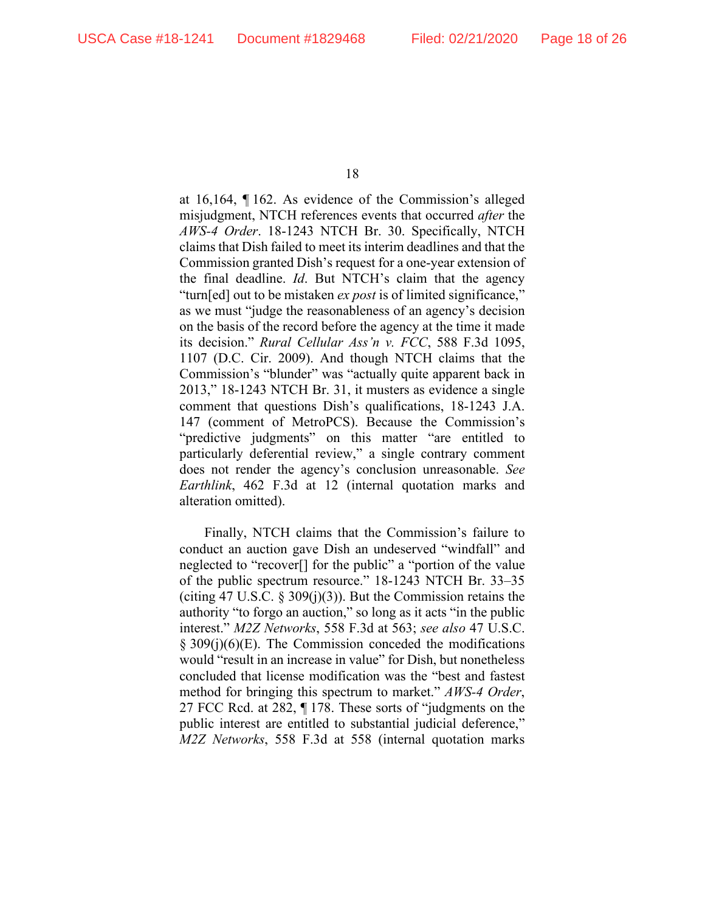at 16,164, ¶ 162. As evidence of the Commission's alleged misjudgment, NTCH references events that occurred *after* the *AWS-4 Order*. 18-1243 NTCH Br. 30. Specifically, NTCH claims that Dish failed to meet its interim deadlines and that the Commission granted Dish's request for a one-year extension of the final deadline. *Id*. But NTCH's claim that the agency "turn[ed] out to be mistaken *ex post* is of limited significance," as we must "judge the reasonableness of an agency's decision on the basis of the record before the agency at the time it made its decision." *Rural Cellular Ass'n v. FCC*, 588 F.3d 1095, 1107 (D.C. Cir. 2009). And though NTCH claims that the Commission's "blunder" was "actually quite apparent back in 2013," 18-1243 NTCH Br. 31, it musters as evidence a single comment that questions Dish's qualifications, 18-1243 J.A. 147 (comment of MetroPCS). Because the Commission's "predictive judgments" on this matter "are entitled to particularly deferential review," a single contrary comment does not render the agency's conclusion unreasonable. *See Earthlink*, 462 F.3d at 12 (internal quotation marks and alteration omitted).

Finally, NTCH claims that the Commission's failure to conduct an auction gave Dish an undeserved "windfall" and neglected to "recover[] for the public" a "portion of the value of the public spectrum resource." 18-1243 NTCH Br. 33–35 (citing 47 U.S.C. § 309(j)(3)). But the Commission retains the authority "to forgo an auction," so long as it acts "in the public interest." *M2Z Networks*, 558 F.3d at 563; *see also* 47 U.S.C. § 309(j)(6)(E). The Commission conceded the modifications would "result in an increase in value" for Dish, but nonetheless concluded that license modification was the "best and fastest method for bringing this spectrum to market." *AWS-4 Order*, 27 FCC Rcd. at 282, ¶ 178. These sorts of "judgments on the public interest are entitled to substantial judicial deference," *M2Z Networks*, 558 F.3d at 558 (internal quotation marks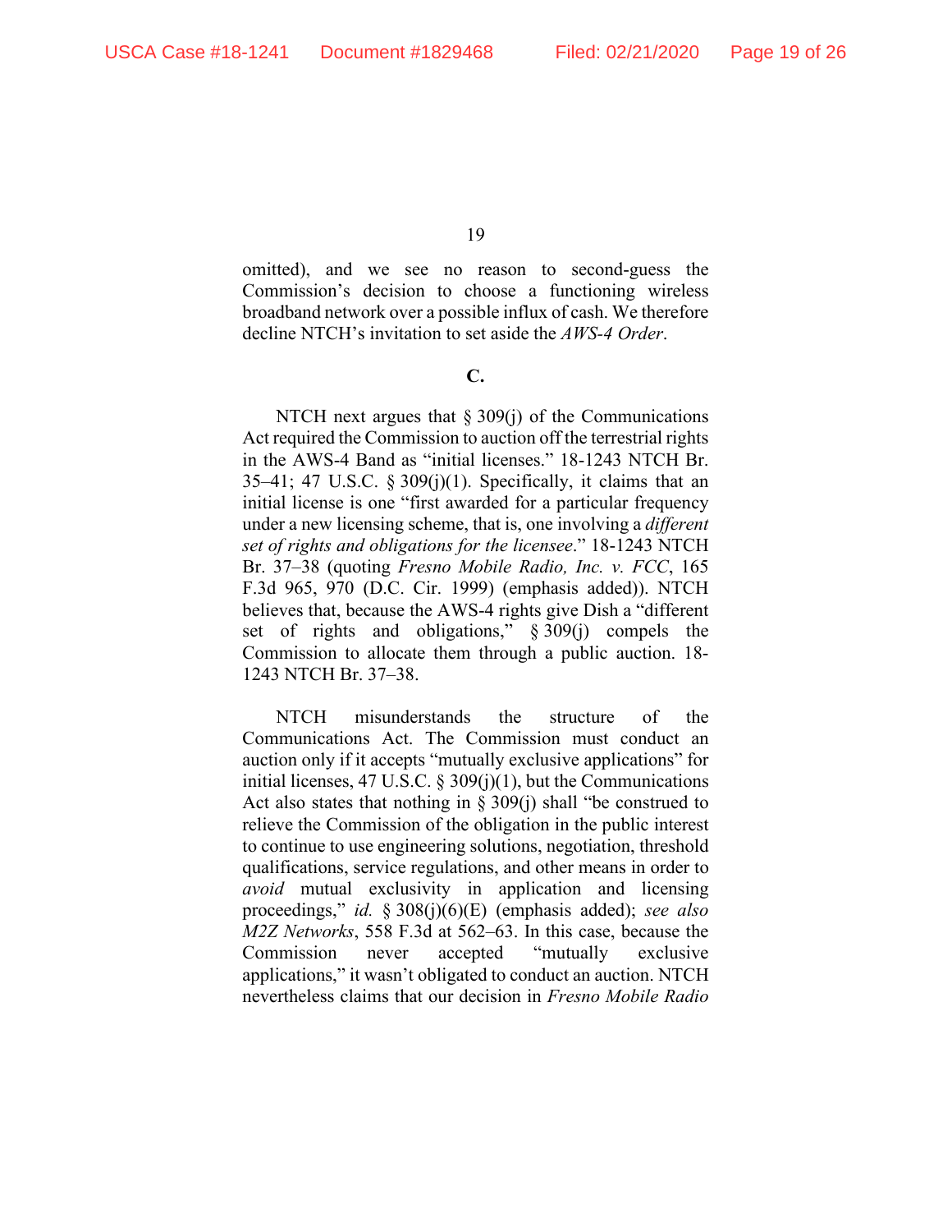omitted), and we see no reason to second-guess the Commission's decision to choose a functioning wireless broadband network over a possible influx of cash. We therefore decline NTCH's invitation to set aside the *AWS-4 Order*.

**C.**

NTCH next argues that § 309(j) of the Communications Act required the Commission to auction off the terrestrial rights in the AWS-4 Band as "initial licenses." 18-1243 NTCH Br. 35–41; 47 U.S.C. § 309(j)(1). Specifically, it claims that an initial license is one "first awarded for a particular frequency under a new licensing scheme, that is, one involving a *different set of rights and obligations for the licensee*." 18-1243 NTCH Br. 37–38 (quoting *Fresno Mobile Radio, Inc. v. FCC*, 165 F.3d 965, 970 (D.C. Cir. 1999) (emphasis added)). NTCH believes that, because the AWS-4 rights give Dish a "different set of rights and obligations," § 309(j) compels the Commission to allocate them through a public auction. 18-1243 NTCH Br. 37–38.

NTCH misunderstands the structure of the Communications Act. The Commission must conduct an auction only if it accepts "mutually exclusive applications" for initial licenses, 47 U.S.C. § 309(j)(1), but the Communications Act also states that nothing in § 309(j) shall "be construed to relieve the Commission of the obligation in the public interest to continue to use engineering solutions, negotiation, threshold qualifications, service regulations, and other means in order to *avoid* mutual exclusivity in application and licensing proceedings," *id.* § 308(j)(6)(E) (emphasis added); *see also M2Z Networks*, 558 F.3d at 562–63. In this case, because the Commission never accepted "mutually exclusive applications," it wasn't obligated to conduct an auction. NTCH nevertheless claims that our decision in *Fresno Mobile Radio*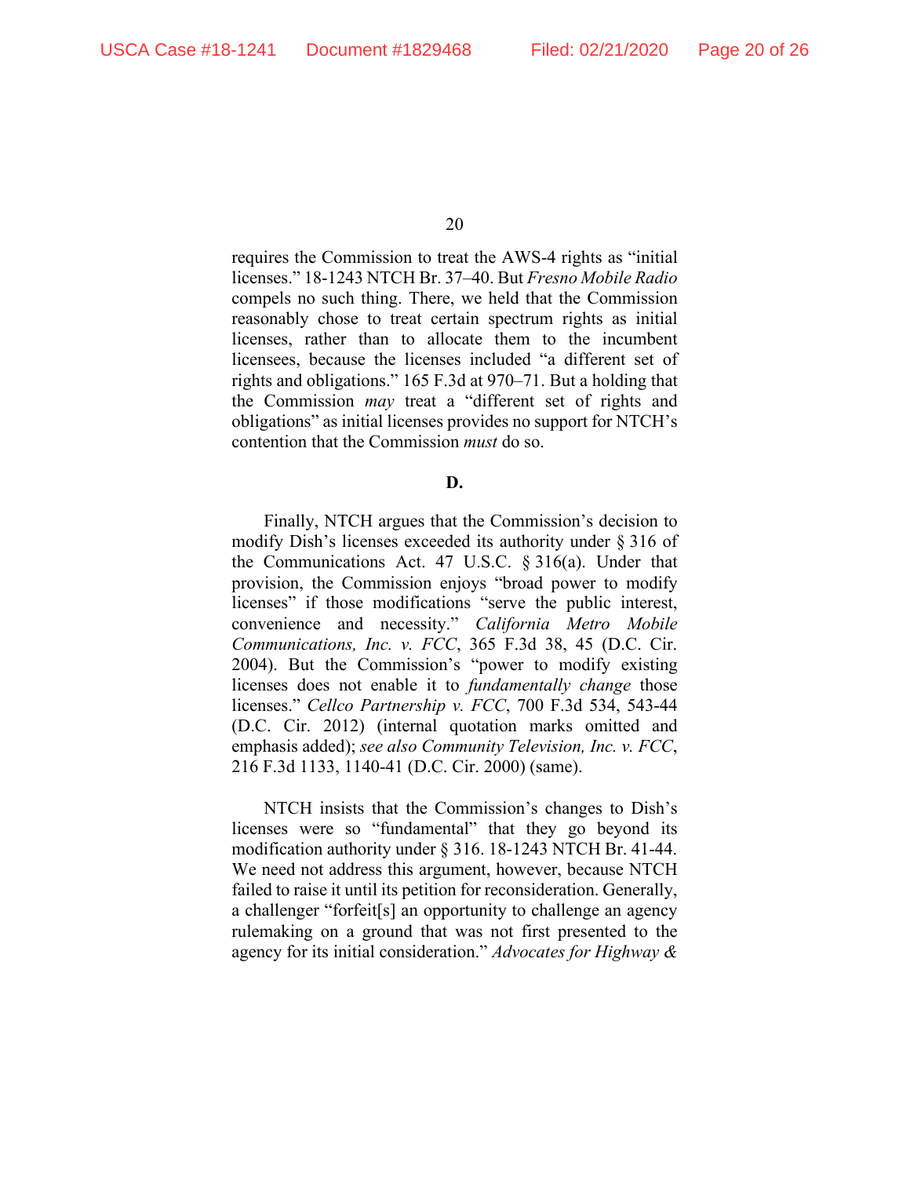requires the Commission to treat the AWS-4 rights as "initial licenses." 18-1243 NTCH Br. 37–40. But *Fresno Mobile Radio* compels no such thing. There, we held that the Commission reasonably chose to treat certain spectrum rights as initial licenses, rather than to allocate them to the incumbent licensees, because the licenses included "a different set of rights and obligations." 165 F.3d at 970–71. But a holding that the Commission *may* treat a "different set of rights and obligations" as initial licenses provides no support for NTCH's contention that the Commission *must* do so.

**D.**

Finally, NTCH argues that the Commission's decision to modify Dish's licenses exceeded its authority under § 316 of the Communications Act. 47 U.S.C. § 316(a). Under that provision, the Commission enjoys "broad power to modify licenses" if those modifications "serve the public interest, convenience and necessity." *California Metro Mobile Communications, Inc. v. FCC*, 365 F.3d 38, 45 (D.C. Cir. 2004). But the Commission's "power to modify existing licenses does not enable it to *fundamentally change* those licenses." *Cellco Partnership v. FCC*, 700 F.3d 534, 543-44 (D.C. Cir. 2012) (internal quotation marks omitted and emphasis added); *see also Community Television, Inc. v. FCC*, 216 F.3d 1133, 1140-41 (D.C. Cir. 2000) (same).

NTCH insists that the Commission's changes to Dish's licenses were so "fundamental" that they go beyond its modification authority under § 316. 18-1243 NTCH Br. 41-44. We need not address this argument, however, because NTCH failed to raise it until its petition for reconsideration. Generally, a challenger "forfeit[s] an opportunity to challenge an agency rulemaking on a ground that was not first presented to the agency for its initial consideration." *Advocates for Highway &*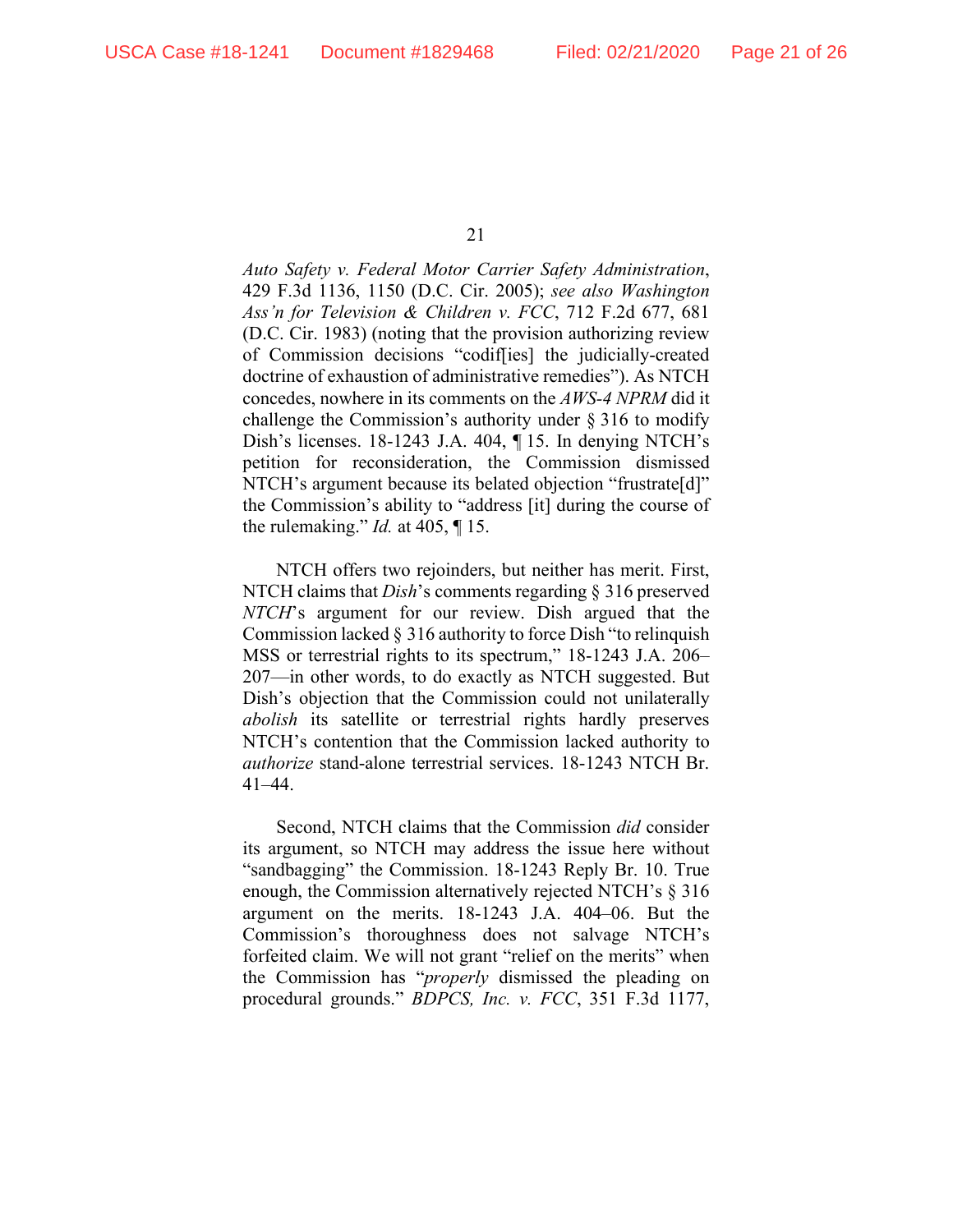*Auto Safety v. Federal Motor Carrier Safety Administration*, 429 F.3d 1136, 1150 (D.C. Cir. 2005); *see also Washington Ass'n for Television & Children v. FCC*, 712 F.2d 677, 681 (D.C. Cir. 1983) (noting that the provision authorizing review of Commission decisions "codif[ies] the judicially-created doctrine of exhaustion of administrative remedies"). As NTCH concedes, nowhere in its comments on the *AWS-4 NPRM* did it challenge the Commission's authority under § 316 to modify Dish's licenses. 18-1243 J.A. 404, ¶ 15. In denying NTCH's petition for reconsideration, the Commission dismissed NTCH's argument because its belated objection "frustrate[d]" the Commission's ability to "address [it] during the course of the rulemaking." *Id.* at 405, ¶ 15.

NTCH offers two rejoinders, but neither has merit. First, NTCH claims that *Dish*'s comments regarding § 316 preserved *NTCH*'s argument for our review. Dish argued that the Commission lacked § 316 authority to force Dish "to relinquish MSS or terrestrial rights to its spectrum," 18-1243 J.A. 206–207—in other words, to do exactly as NTCH suggested. But Dish's objection that the Commission could not unilaterally *abolish* its satellite or terrestrial rights hardly preserves NTCH's contention that the Commission lacked authority to *authorize* stand-alone terrestrial services. 18-1243 NTCH Br. 41–44.

Second, NTCH claims that the Commission *did* consider its argument, so NTCH may address the issue here without "sandbagging" the Commission. 18-1243 Reply Br. 10. True enough, the Commission alternatively rejected NTCH's § 316 argument on the merits. 18-1243 J.A. 404–06. But the Commission's thoroughness does not salvage NTCH's forfeited claim. We will not grant "relief on the merits" when the Commission has "*properly* dismissed the pleading on procedural grounds." *BDPCS, Inc. v. FCC*, 351 F.3d 1177,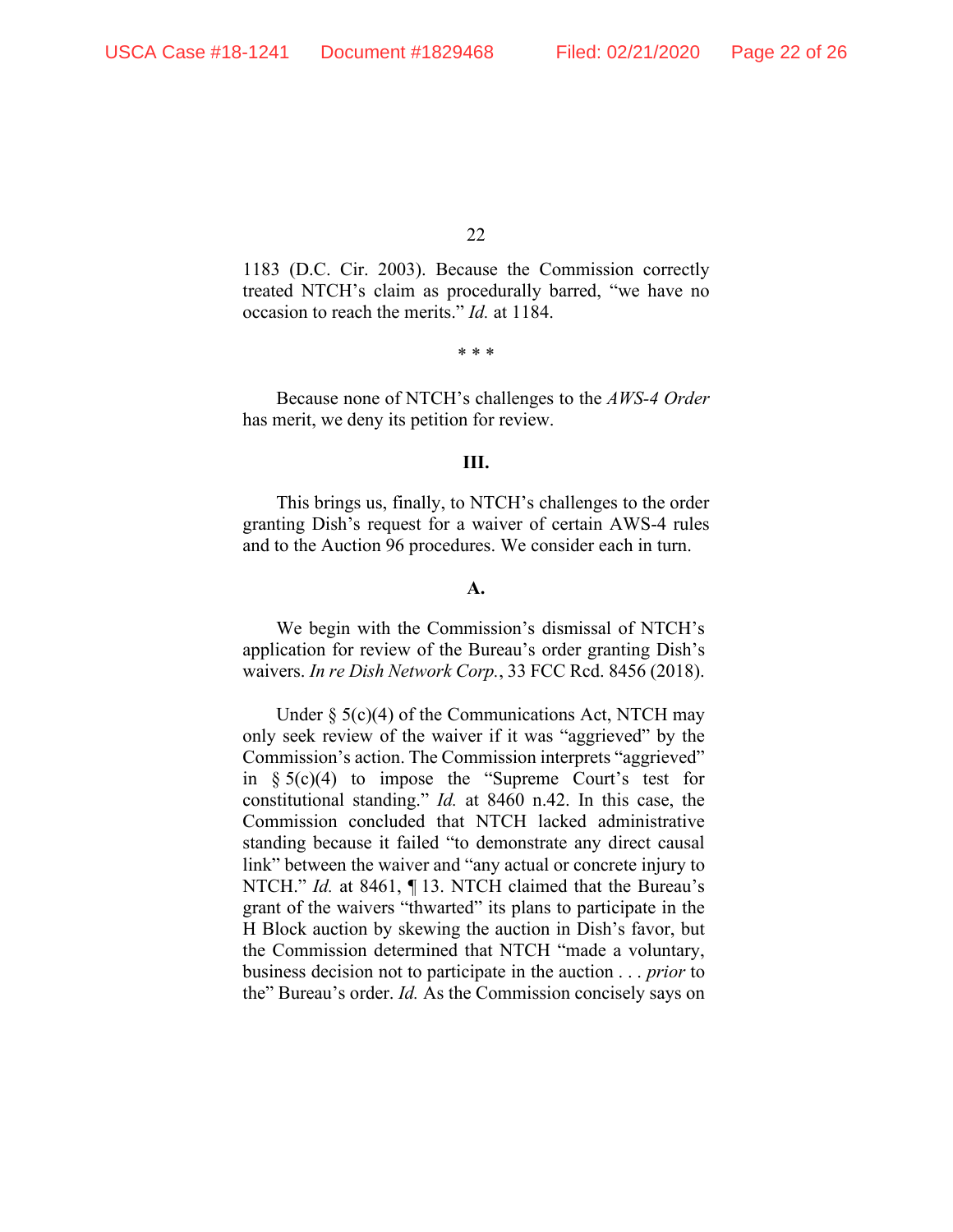1183 (D.C. Cir. 2003). Because the Commission correctly treated NTCH's claim as procedurally barred, "we have no occasion to reach the merits." *Id.* at 1184.

\* \* \*

Because none of NTCH's challenges to the *AWS-4 Order* has merit, we deny its petition for review.

### III.

This brings us, finally, to NTCH's challenges to the order granting Dish's request for a waiver of certain AWS-4 rules and to the Auction 96 procedures. We consider each in turn.

#### A.

We begin with the Commission's dismissal of NTCH's application for review of the Bureau's order granting Dish's waivers. *In re Dish Network Corp.*, 33 FCC Rcd. 8456 (2018).

Under § 5(c)(4) of the Communications Act, NTCH may only seek review of the waiver if it was "aggrieved" by the Commission's action. The Commission interprets "aggrieved" in § 5(c)(4) to impose the "Supreme Court's test for constitutional standing." *Id.* at 8460 n.42. In this case, the Commission concluded that NTCH lacked administrative standing because it failed "to demonstrate any direct causal link" between the waiver and "any actual or concrete injury to NTCH." *Id.* at 8461, ¶ 13. NTCH claimed that the Bureau's grant of the waivers "thwarted" its plans to participate in the H Block auction by skewing the auction in Dish's favor, but the Commission determined that NTCH "made a voluntary, business decision not to participate in the auction . . . *prior* to the" Bureau's order. *Id.* As the Commission concisely says on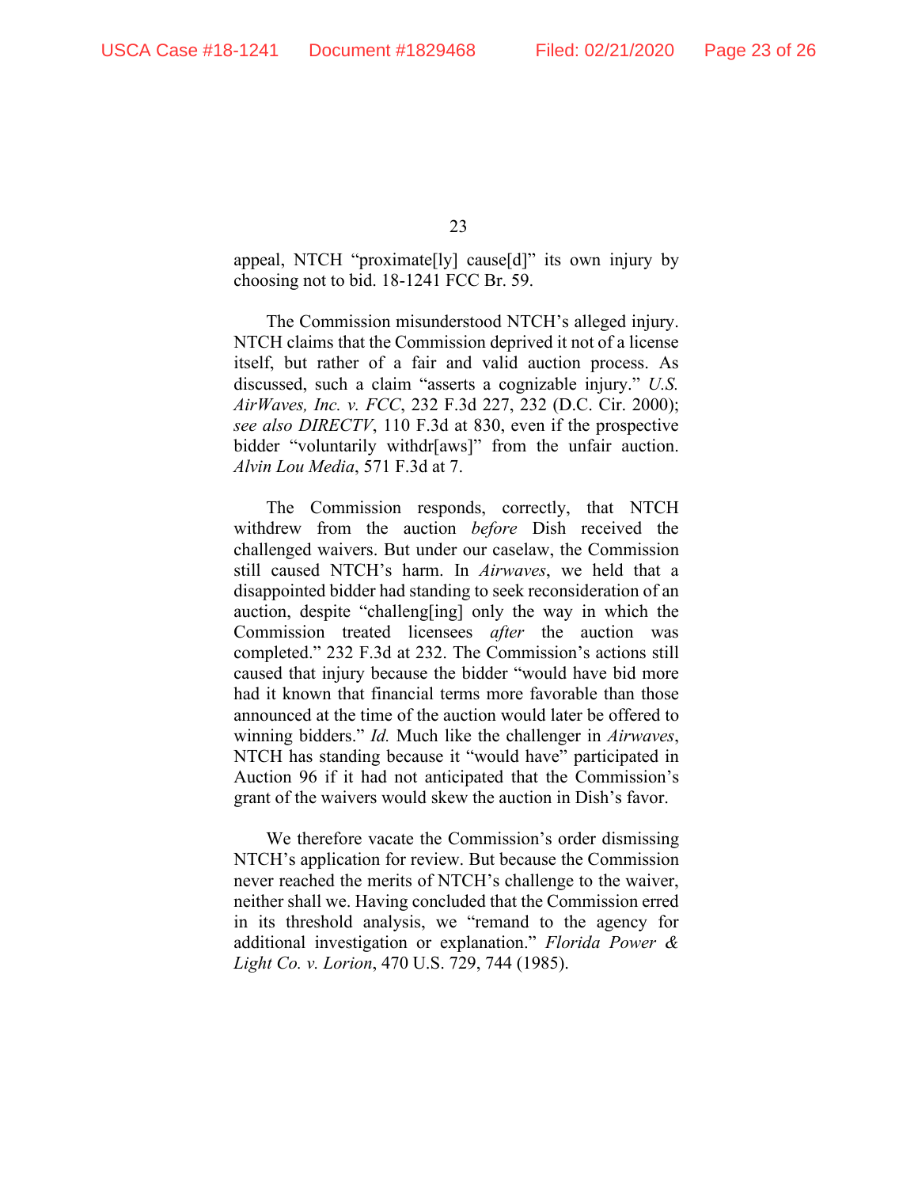appeal, NTCH "proximate[ly] cause[d]" its own injury by choosing not to bid. 18-1241 FCC Br. 59.

The Commission misunderstood NTCH's alleged injury. NTCH claims that the Commission deprived it not of a license itself, but rather of a fair and valid auction process. As discussed, such a claim "asserts a cognizable injury." *U.S. AirWaves, Inc. v. FCC*, 232 F.3d 227, 232 (D.C. Cir. 2000); *see also DIRECTV*, 110 F.3d at 830, even if the prospective bidder "voluntarily withdr[aws]" from the unfair auction. *Alvin Lou Media*, 571 F.3d at 7.

The Commission responds, correctly, that NTCH withdrew from the auction *before* Dish received the challenged waivers. But under our caselaw, the Commission still caused NTCH's harm. In *Airwaves*, we held that a disappointed bidder had standing to seek reconsideration of an auction, despite "challeng[ing] only the way in which the Commission treated licensees *after* the auction was completed." 232 F.3d at 232. The Commission's actions still caused that injury because the bidder "would have bid more had it known that financial terms more favorable than those announced at the time of the auction would later be offered to winning bidders." *Id.* Much like the challenger in *Airwaves*, NTCH has standing because it "would have" participated in Auction 96 if it had not anticipated that the Commission's grant of the waivers would skew the auction in Dish's favor.

We therefore vacate the Commission's order dismissing NTCH's application for review. But because the Commission never reached the merits of NTCH's challenge to the waiver, neither shall we. Having concluded that the Commission erred in its threshold analysis, we "remand to the agency for additional investigation or explanation." *Florida Power & Light Co. v. Lorion*, 470 U.S. 729, 744 (1985).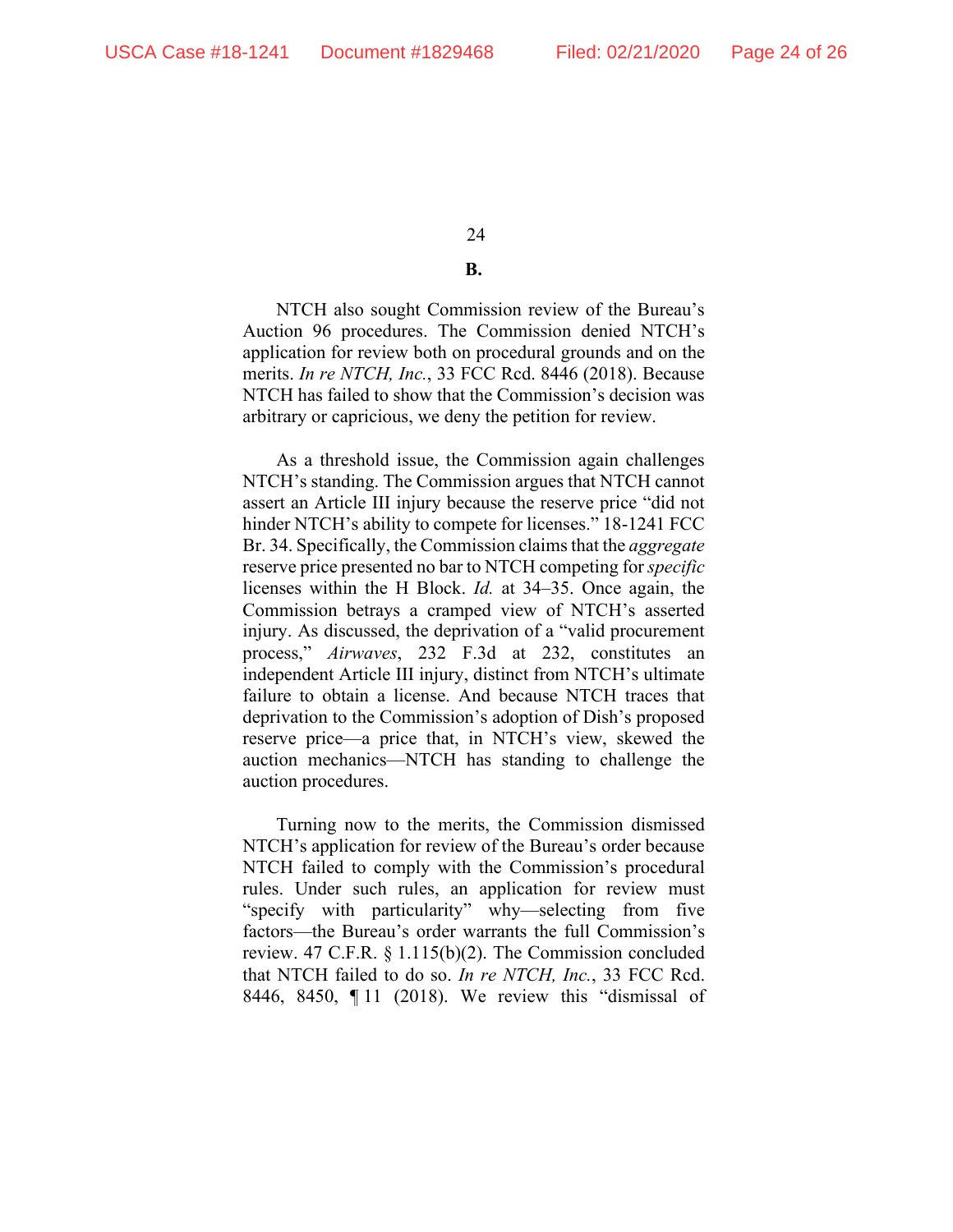**B.**

NTCH also sought Commission review of the Bureau's Auction 96 procedures. The Commission denied NTCH's application for review both on procedural grounds and on the merits. *In re NTCH, Inc.*, 33 FCC Rcd. 8446 (2018). Because NTCH has failed to show that the Commission's decision was arbitrary or capricious, we deny the petition for review.

As a threshold issue, the Commission again challenges NTCH's standing. The Commission argues that NTCH cannot assert an Article III injury because the reserve price "did not hinder NTCH's ability to compete for licenses." 18-1241 FCC Br. 34. Specifically, the Commission claims that the *aggregate* reserve price presented no bar to NTCH competing for *specific* licenses within the H Block. *Id.* at 34–35. Once again, the Commission betrays a cramped view of NTCH's asserted injury. As discussed, the deprivation of a "valid procurement process," *Airwaves*, 232 F.3d at 232, constitutes an independent Article III injury, distinct from NTCH's ultimate failure to obtain a license. And because NTCH traces that deprivation to the Commission's adoption of Dish's proposed reserve price—a price that, in NTCH's view, skewed the auction mechanics—NTCH has standing to challenge the auction procedures.

Turning now to the merits, the Commission dismissed NTCH's application for review of the Bureau's order because NTCH failed to comply with the Commission's procedural rules. Under such rules, an application for review must "specify with particularity" why—selecting from five factors—the Bureau's order warrants the full Commission's review. 47 C.F.R. § 1.115(b)(2). The Commission concluded that NTCH failed to do so. *In re NTCH, Inc.*, 33 FCC Rcd. 8446, 8450, ¶ 11 (2018). We review this "dismissal of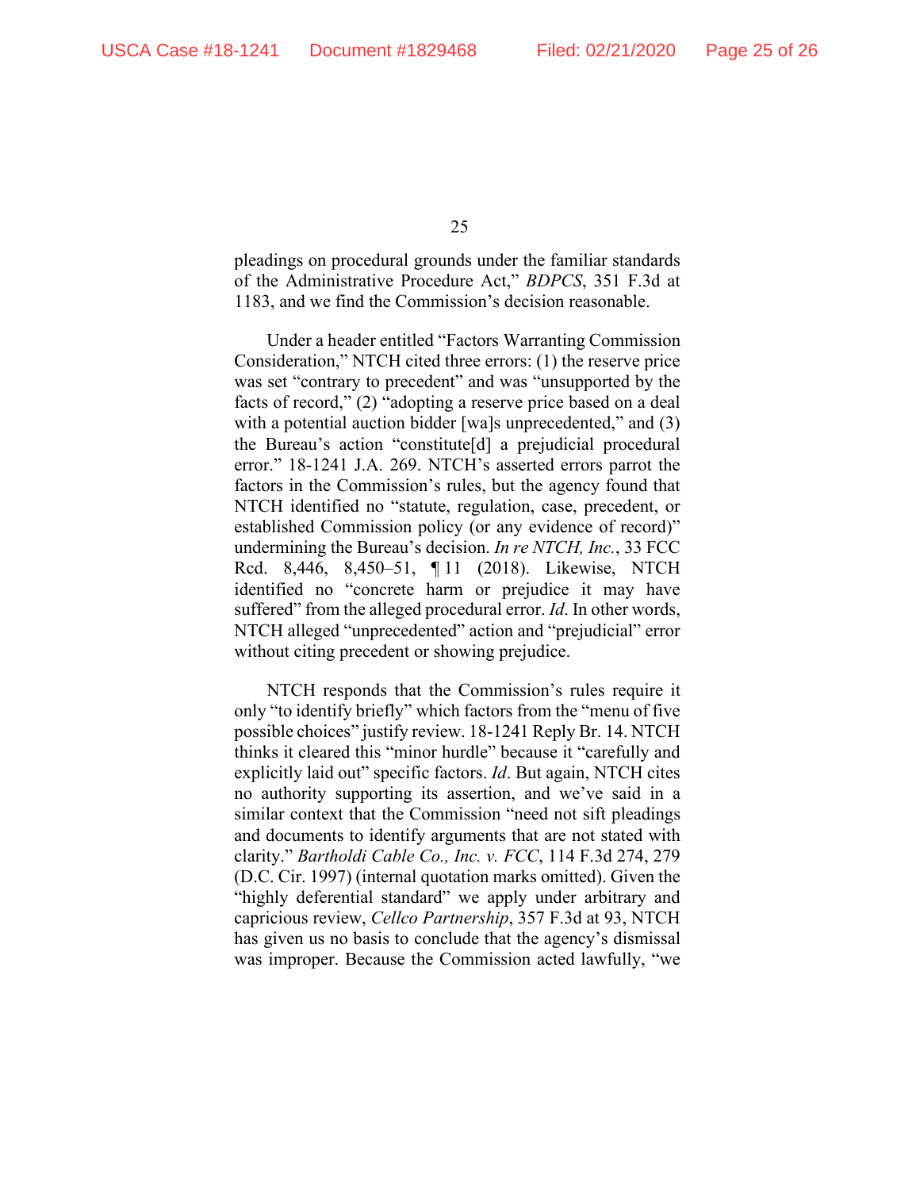pleadings on procedural grounds under the familiar standards of the Administrative Procedure Act," *BDPCS*, 351 F.3d at 1183, and we find the Commission's decision reasonable.

Under a header entitled "Factors Warranting Commission Consideration," NTCH cited three errors: (1) the reserve price was set "contrary to precedent" and was "unsupported by the facts of record," (2) "adopting a reserve price based on a deal with a potential auction bidder [wa]s unprecedented," and (3) the Bureau's action "constitute[d] a prejudicial procedural error." 18-1241 J.A. 269. NTCH's asserted errors parrot the factors in the Commission's rules, but the agency found that NTCH identified no "statute, regulation, case, precedent, or established Commission policy (or any evidence of record)" undermining the Bureau's decision. *In re NTCH, Inc.*, 33 FCC Rcd. 8,446, 8,450–51, ¶ 11 (2018). Likewise, NTCH identified no "concrete harm or prejudice it may have suffered" from the alleged procedural error. *Id*. In other words, NTCH alleged "unprecedented" action and "prejudicial" error without citing precedent or showing prejudice.

NTCH responds that the Commission's rules require it only "to identify briefly" which factors from the "menu of five possible choices" justify review. 18-1241 Reply Br. 14. NTCH thinks it cleared this "minor hurdle" because it "carefully and explicitly laid out" specific factors. *Id*. But again, NTCH cites no authority supporting its assertion, and we've said in a similar context that the Commission "need not sift pleadings and documents to identify arguments that are not stated with clarity." *Bartholdi Cable Co., Inc. v. FCC*, 114 F.3d 274, 279 (D.C. Cir. 1997) (internal quotation marks omitted). Given the "highly deferential standard" we apply under arbitrary and capricious review, *Cellco Partnership*, 357 F.3d at 93, NTCH has given us no basis to conclude that the agency's dismissal was improper. Because the Commission acted lawfully, "we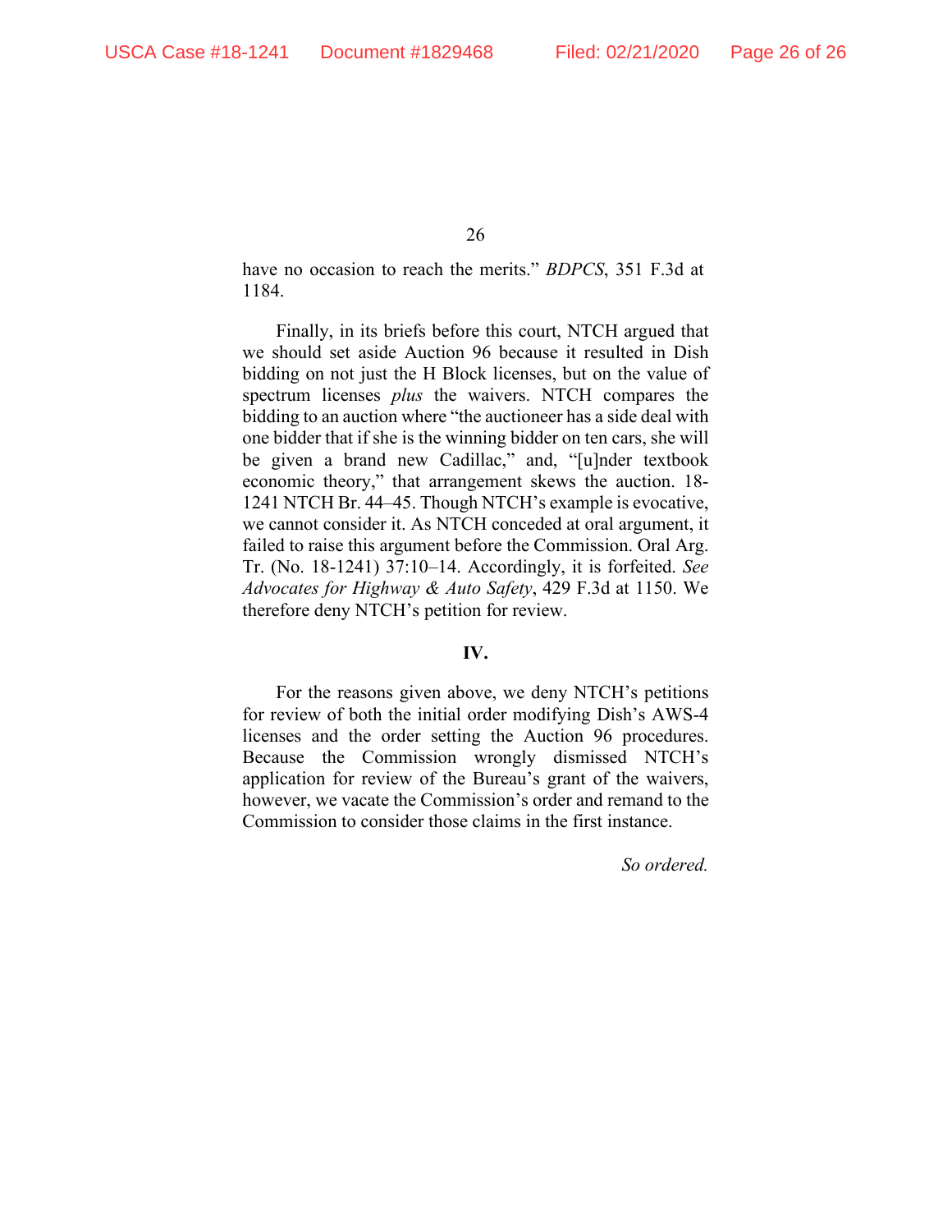have no occasion to reach the merits." *BDPCS*, 351 F.3d at 1184.

Finally, in its briefs before this court, NTCH argued that we should set aside Auction 96 because it resulted in Dish bidding on not just the H Block licenses, but on the value of spectrum licenses *plus* the waivers. NTCH compares the bidding to an auction where "the auctioneer has a side deal with one bidder that if she is the winning bidder on ten cars, she will be given a brand new Cadillac," and, "[u]nder textbook economic theory," that arrangement skews the auction. 18-1241 NTCH Br. 44–45. Though NTCH's example is evocative, we cannot consider it. As NTCH conceded at oral argument, it failed to raise this argument before the Commission. Oral Arg. Tr. (No. 18-1241) 37:10–14. Accordingly, it is forfeited. *See Advocates for Highway & Auto Safety*, 429 F.3d at 1150. We therefore deny NTCH's petition for review.

## IV.

For the reasons given above, we deny NTCH's petitions for review of both the initial order modifying Dish's AWS-4 licenses and the order setting the Auction 96 procedures. Because the Commission wrongly dismissed NTCH's application for review of the Bureau's grant of the waivers, however, we vacate the Commission's order and remand to the Commission to consider those claims in the first instance.

*So ordered.*